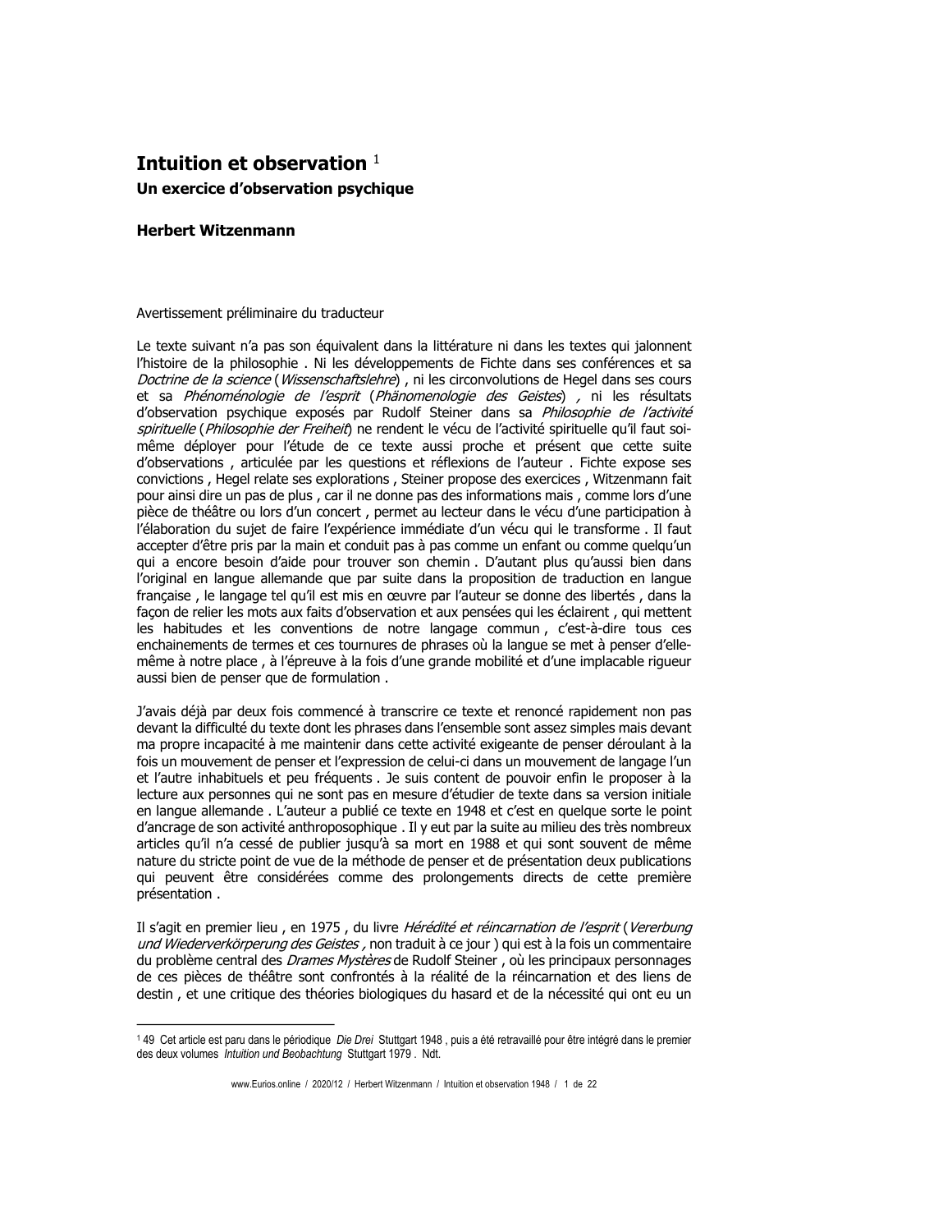# Intuition et observation [1]

## Un exercice d'observation psychique

**Herbert Witzenmann**

Avertissement préliminaire du traducteur

Le texte suivant n'a pas son équivalent dans la littérature ni dans les textes qui jalonnent l'histoire de la philosophie . Ni les développements de Fichte dans ses conférences et sa *Doctrine de la science* (*Wissenschaftslehre*) , ni les circonvolutions de Hegel dans ses cours et sa *Phénoménologie de l'esprit* (*Phänomenologie des Geistes*) , ni les résultats d'observation psychique exposés par Rudolf Steiner dans sa *Philosophie de l'activité spirituelle* (*Philosophie der Freiheit*) ne rendent le vécu de l'activité spirituelle qu'il faut soi-même déployer pour l'étude de ce texte aussi proche et présent que cette suite d'observations , articulée par les questions et réflexions de l'auteur . Fichte expose ses convictions , Hegel relate ses explorations , Steiner propose des exercices , Witzenmann fait pour ainsi dire un pas de plus , car il ne donne pas des informations mais , comme lors d'une pièce de théâtre ou lors d'un concert , permet au lecteur dans le vécu d'une participation à l'élaboration du sujet de faire l'expérience immédiate d'un vécu qui le transforme . Il faut accepter d'être pris par la main et conduit pas à pas comme un enfant ou comme quelqu'un qui a encore besoin d'aide pour trouver son chemin . D'autant plus qu'aussi bien dans l'original en langue allemande que par suite dans la proposition de traduction en langue française , le langage tel qu'il est mis en œuvre par l'auteur se donne des libertés , dans la façon de relier les mots aux faits d'observation et aux pensées qui les éclairent , qui mettent les habitudes et les conventions de notre langage commun , c'est-à-dire tous ces enchainements de termes et ces tournures de phrases où la langue se met à penser d'elle-même à notre place , à l'épreuve à la fois d'une grande mobilité et d'une implacable rigueur aussi bien de penser que de formulation .

J'avais déjà par deux fois commencé à transcrire ce texte et renoncé rapidement non pas devant la difficulté du texte dont les phrases dans l'ensemble sont assez simples mais devant ma propre incapacité à me maintenir dans cette activité exigeante de penser déroulant à la fois un mouvement de penser et l'expression de celui-ci dans un mouvement de langage l'un et l'autre inhabituels et peu fréquents . Je suis content de pouvoir enfin le proposer à la lecture aux personnes qui ne sont pas en mesure d'étudier de texte dans sa version initiale en langue allemande . L'auteur a publié ce texte en 1948 et c'est en quelque sorte le point d'ancrage de son activité anthroposophique . Il y eut par la suite au milieu des très nombreux articles qu'il n'a cessé de publier jusqu'à sa mort en 1988 et qui sont souvent de même nature du stricte point de vue de la méthode de penser et de présentation deux publications qui peuvent être considérées comme des prolongements directs de cette première présentation .

Il s'agit en premier lieu , en 1975 , du livre *Hérédité et réincarnation de l'esprit* (*Vererbung und Wiederverkörperung des Geistes ,* non traduit à ce jour ) qui est à la fois un commentaire du problème central des *Drames Mystères* de Rudolf Steiner , où les principaux personnages de ces pièces de théâtre sont confrontés à la réalité de la réincarnation et des liens de destin , et une critique des théories biologiques du hasard et de la nécessité qui ont eu un

---

[1] 49 Cet article est paru dans le périodique *Die Drei* Stuttgart 1948 , puis a été retravaillé pour être intégré dans le premier des deux volumes *Intuition und Beobachtung* Stuttgart 1979 . Ndt.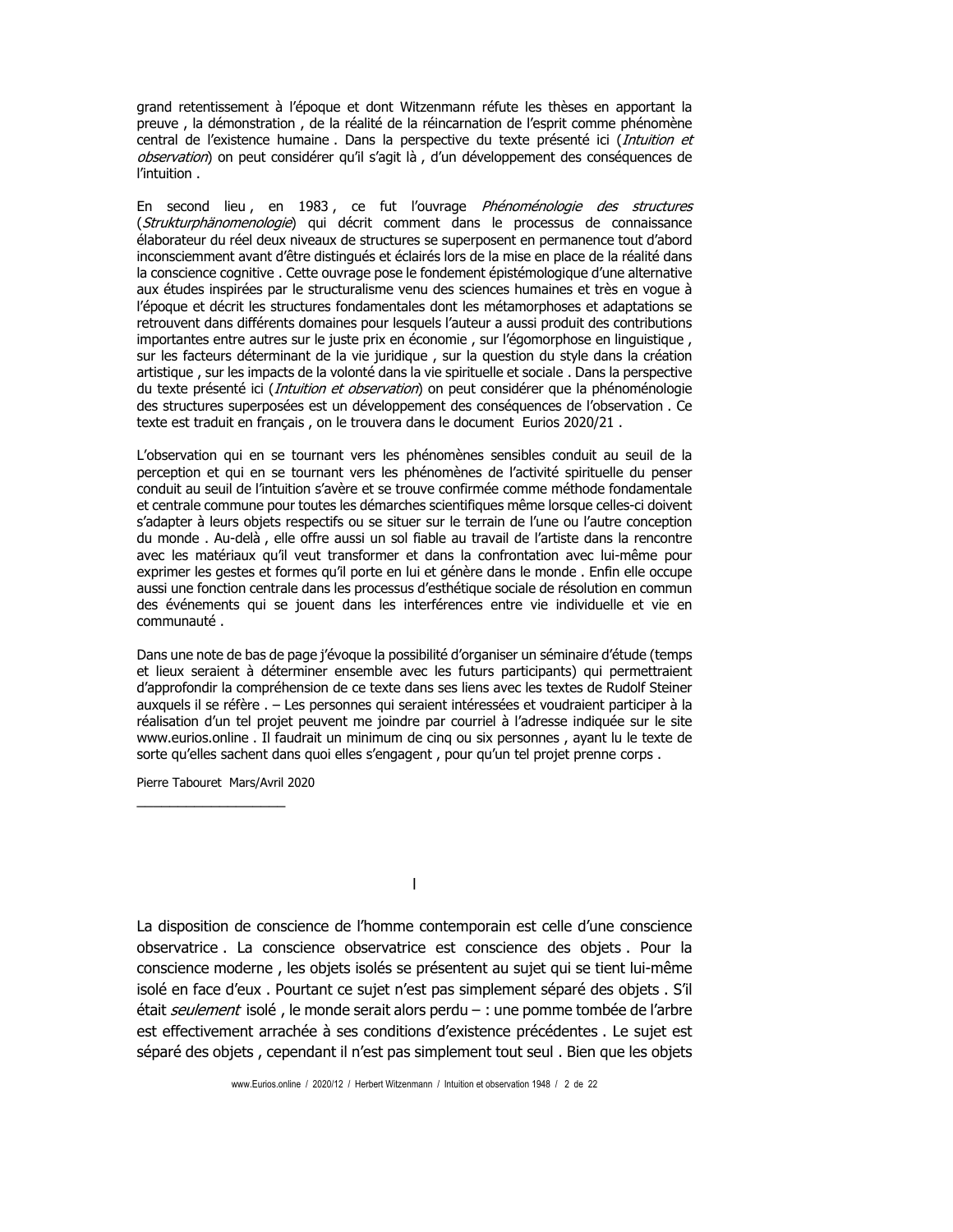grand retentissement à l'époque et dont Witzenmann réfute les thèses en apportant la preuve , la démonstration , de la réalité de la réincarnation de l'esprit comme phénomène central de l'existence humaine . Dans la perspective du texte présenté ici (*Intuition et observation*) on peut considérer qu'il s'agit là , d'un développement des conséquences de l'intuition .

En second lieu , en 1983 , ce fut l'ouvrage *Phénoménologie des structures* (*Strukturphänomenologie*) qui décrit comment dans le processus de connaissance élaborateur du réel deux niveaux de structures se superposent en permanence tout d'abord inconsciemment avant d'être distingués et éclairés lors de la mise en place de la réalité dans la conscience cognitive . Cette ouvrage pose le fondement épistémologique d'une alternative aux études inspirées par le structuralisme venu des sciences humaines et très en vogue à l'époque et décrit les structures fondamentales dont les métamorphoses et adaptations se retrouvent dans différents domaines pour lesquels l'auteur a aussi produit des contributions importantes entre autres sur le juste prix en économie , sur l'égomorphose en linguistique , sur les facteurs déterminant de la vie juridique , sur la question du style dans la création artistique , sur les impacts de la volonté dans la vie spirituelle et sociale . Dans la perspective du texte présenté ici (*Intuition et observation*) on peut considérer que la phénoménologie des structures superposées est un développement des conséquences de l'observation . Ce texte est traduit en français , on le trouvera dans le document Eurios 2020/21 .

L'observation qui en se tournant vers les phénomènes sensibles conduit au seuil de la perception et qui en se tournant vers les phénomènes de l'activité spirituelle du penser conduit au seuil de l'intuition s'avère et se trouve confirmée comme méthode fondamentale et centrale commune pour toutes les démarches scientifiques même lorsque celles-ci doivent s'adapter à leurs objets respectifs ou se situer sur le terrain de l'une ou l'autre conception du monde . Au-delà , elle offre aussi un sol fiable au travail de l'artiste dans la rencontre avec les matériaux qu'il veut transformer et dans la confrontation avec lui-même pour exprimer les gestes et formes qu'il porte en lui et génère dans le monde . Enfin elle occupe aussi une fonction centrale dans les processus d'esthétique sociale de résolution en commun des événements qui se jouent dans les interférences entre vie individuelle et vie en communauté .

Dans une note de bas de page j'évoque la possibilité d'organiser un séminaire d'étude (temps et lieux seraient à déterminer ensemble avec les futurs participants) qui permettraient d'approfondir la compréhension de ce texte dans ses liens avec les textes de Rudolf Steiner auxquels il se réfère . – Les personnes qui seraient intéressées et voudraient participer à la réalisation d'un tel projet peuvent me joindre par courriel à l'adresse indiquée sur le site www.eurios.online . Il faudrait un minimum de cinq ou six personnes , ayant lu le texte de sorte qu'elles sachent dans quoi elles s'engagent , pour qu'un tel projet prenne corps .

Pierre Tabouret Mars/Avril 2020

---

## I

La disposition de conscience de l'homme contemporain est celle d'une conscience observatrice . La conscience observatrice est conscience des objets . Pour la conscience moderne , les objets isolés se présentent au sujet qui se tient lui-même isolé en face d'eux . Pourtant ce sujet n'est pas simplement séparé des objets . S'il était *seulement* isolé , le monde serait alors perdu – : une pomme tombée de l'arbre est effectivement arrachée à ses conditions d'existence précédentes . Le sujet est séparé des objets , cependant il n'est pas simplement tout seul . Bien que les objets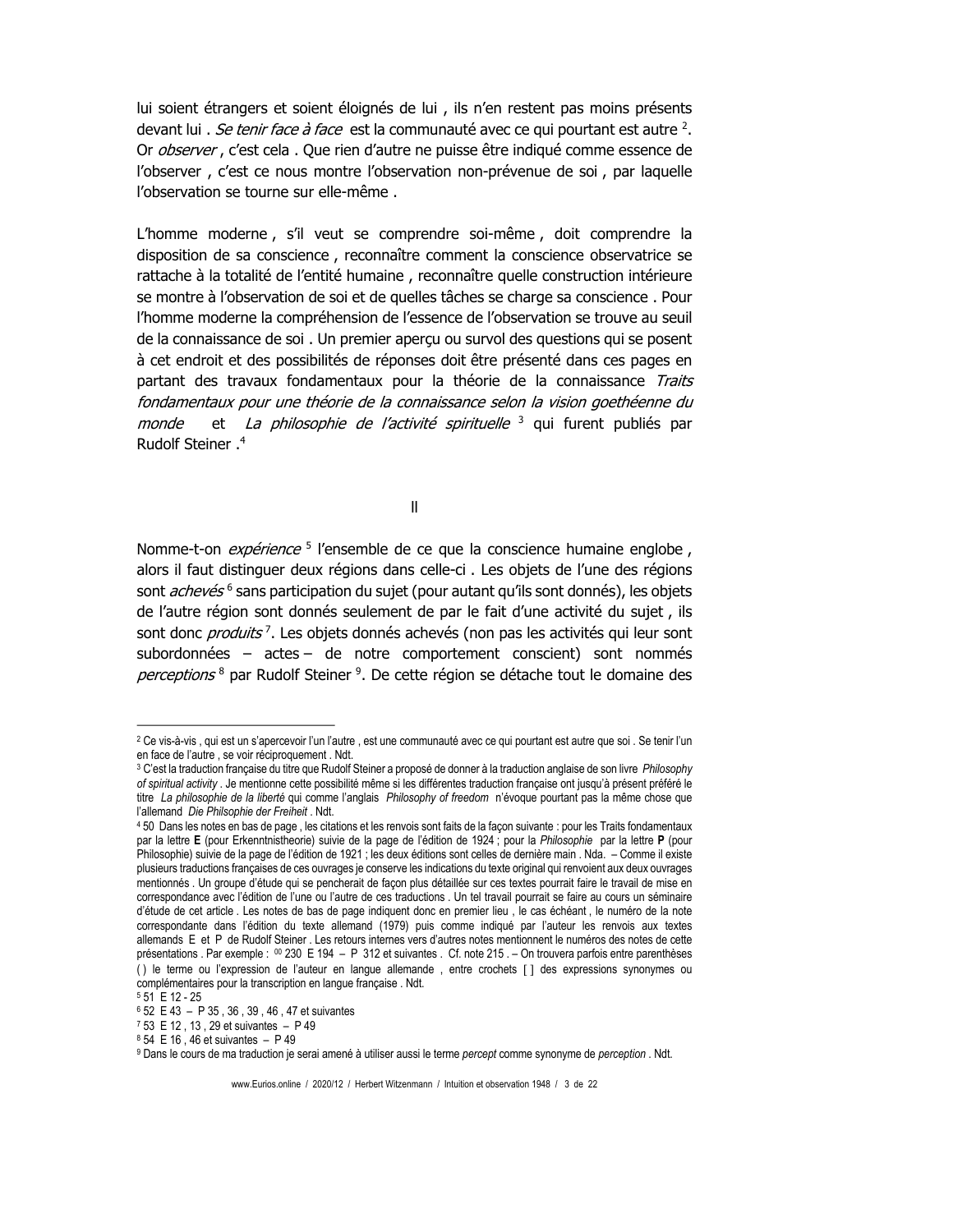lui soient étrangers et soient éloignés de lui , ils n'en restent pas moins présents devant lui . *Se tenir face à face* est la communauté avec ce qui pourtant est autre [2]. Or *observer* , c'est cela . Que rien d'autre ne puisse être indiqué comme essence de l'observer , c'est ce nous montre l'observation non-prévenue de soi , par laquelle l'observation se tourne sur elle-même .

L'homme moderne , s'il veut se comprendre soi-même , doit comprendre la disposition de sa conscience , reconnaître comment la conscience observatrice se rattache à la totalité de l'entité humaine , reconnaître quelle construction intérieure se montre à l'observation de soi et de quelles tâches se charge sa conscience . Pour l'homme moderne la compréhension de l'essence de l'observation se trouve au seuil de la connaissance de soi . Un premier aperçu ou survol des questions qui se posent à cet endroit et des possibilités de réponses doit être présenté dans ces pages en partant des travaux fondamentaux pour la théorie de la connaissance *Traits fondamentaux pour une théorie de la connaissance selon la vision goethéenne du monde* et *La philosophie de l'activité spirituelle* [3] qui furent publiés par Rudolf Steiner .[4]

## II

Nomme-t-on *expérience* [5] l'ensemble de ce que la conscience humaine englobe , alors il faut distinguer deux régions dans celle-ci . Les objets de l'une des régions sont *achevés* [6] sans participation du sujet (pour autant qu'ils sont donnés), les objets de l'autre région sont donnés seulement de par le fait d'une activité du sujet , ils sont donc *produits* [7]. Les objets donnés achevés (non pas les activités qui leur sont subordonnées – actes – de notre comportement conscient) sont nommés *perceptions* [8] par Rudolf Steiner [9]. De cette région se détache tout le domaine des

---

[2] Ce vis-à-vis , qui est un s'apercevoir l'un l'autre , est une communauté avec ce qui pourtant est autre que soi . Se tenir l'un en face de l'autre , se voir réciproquement . Ndt.

[3] C'est la traduction française du titre que Rudolf Steiner a proposé de donner à la traduction anglaise de son livre *Philosophy of spiritual activity* . Je mentionne cette possibilité même si les différentes traduction française ont jusqu'à présent préféré le titre *La philosophie de la liberté* qui comme l'anglais *Philosophy of freedom* n'évoque pourtant pas la même chose que l'allemand *Die Philsophie der Freiheit* . Ndt.

[4] 50 Dans les notes en bas de page , les citations et les renvois sont faits de la façon suivante : pour les Traits fondamentaux par la lettre **E** (pour Erkenntnistheorie) suivie de la page de l'édition de 1924 ; pour la *Philosophie* par la lettre **P** (pour Philosophie) suivie de la page de l'édition de 1921 ; les deux éditions sont celles de dernière main . Nda. – Comme il existe plusieurs traductions françaises de ces ouvrages je conserve les indications du texte original qui renvoient aux deux ouvrages mentionnés . Un groupe d'étude qui se pencherait de façon plus détaillée sur ces textes pourrait faire le travail de mise en correspondance avec l'édition de l'une ou l'autre de ces traductions . Un tel travail pourrait se faire au cours un séminaire d'étude de cet article . Les notes de bas de page indiquent donc en premier lieu , le cas échéant , le numéro de la note correspondante dans l'édition du texte allemand (1979) puis comme indiqué par l'auteur les renvois aux textes allemands E et P de Rudolf Steiner . Les retours internes vers d'autres notes mentionnent le numéros des notes de cette présentations . Par exemple : [00] 230 E 194 – P 312 et suivantes . Cf. note 215 . – On trouvera parfois entre parenthèses ( ) le terme ou l'expression de l'auteur en langue allemande , entre crochets [ ] des expressions synonymes ou complémentaires pour la transcription en langue française . Ndt.

[5] 51 E 12 - 25

[6] 52 E 43 – P 35 , 36 , 39 , 46 , 47 et suivantes

[7] 53 E 12 , 13 , 29 et suivantes – P 49

[8] 54 E 16 , 46 et suivantes – P 49

[9] Dans le cours de ma traduction je serai amené à utiliser aussi le terme *percept* comme synonyme de *perception* . Ndt.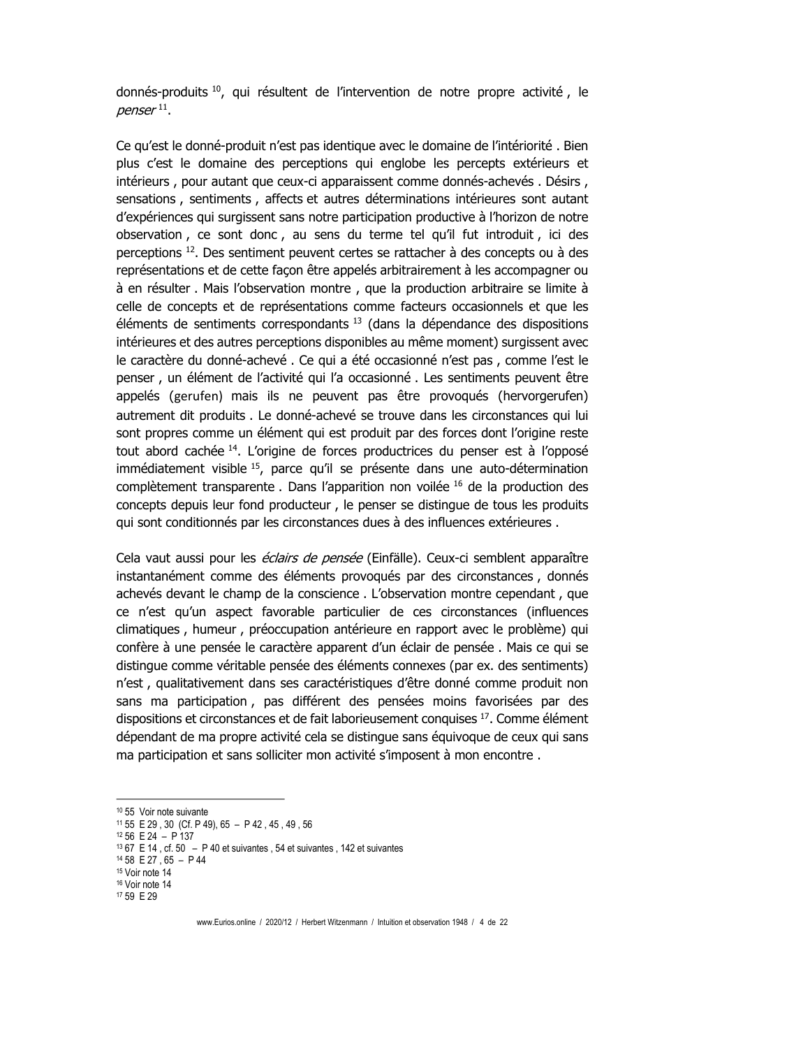donnés-produits [10], qui résultent de l'intervention de notre propre activité , le *penser* [11].

Ce qu'est le donné-produit n'est pas identique avec le domaine de l'intériorité . Bien plus c'est le domaine des perceptions qui englobe les percepts extérieurs et intérieurs , pour autant que ceux-ci apparaissent comme donnés-achevés . Désirs , sensations , sentiments , affects et autres déterminations intérieures sont autant d'expériences qui surgissent sans notre participation productive à l'horizon de notre observation , ce sont donc , au sens du terme tel qu'il fut introduit , ici des perceptions [12]. Des sentiment peuvent certes se rattacher à des concepts ou à des représentations et de cette façon être appelés arbitrairement à les accompagner ou à en résulter . Mais l'observation montre , que la production arbitraire se limite à celle de concepts et de représentations comme facteurs occasionnels et que les éléments de sentiments correspondants [13] (dans la dépendance des dispositions intérieures et des autres perceptions disponibles au même moment) surgissent avec le caractère du donné-achevé . Ce qui a été occasionné n'est pas , comme l'est le penser , un élément de l'activité qui l'a occasionné . Les sentiments peuvent être appelés (gerufen) mais ils ne peuvent pas être provoqués (hervorgerufen) autrement dit produits . Le donné-achevé se trouve dans les circonstances qui lui sont propres comme un élément qui est produit par des forces dont l'origine reste tout abord cachée [14]. L'origine de forces productrices du penser est à l'opposé immédiatement visible [15], parce qu'il se présente dans une auto-détermination complètement transparente . Dans l'apparition non voilée [16] de la production des concepts depuis leur fond producteur , le penser se distingue de tous les produits qui sont conditionnés par les circonstances dues à des influences extérieures .

Cela vaut aussi pour les *éclairs de pensée* (Einfälle). Ceux-ci semblent apparaître instantanément comme des éléments provoqués par des circonstances , donnés achevés devant le champ de la conscience . L'observation montre cependant , que ce n'est qu'un aspect favorable particulier de ces circonstances (influences climatiques , humeur , préoccupation antérieure en rapport avec le problème) qui confère à une pensée le caractère apparent d'un éclair de pensée . Mais ce qui se distingue comme véritable pensée des éléments connexes (par ex. des sentiments) n'est , qualitativement dans ses caractéristiques d'être donné comme produit non sans ma participation , pas différent des pensées moins favorisées par des dispositions et circonstances et de fait laborieusement conquises [17]. Comme élément dépendant de ma propre activité cela se distingue sans équivoque de ceux qui sans ma participation et sans solliciter mon activité s'imposent à mon encontre .

---

[10] 55 Voir note suivante
[11] 55 E 29 , 30 (Cf. P 49), 65 – P 42 , 45 , 49 , 56
[12] 56 E 24 – P 137
[13] 67 E 14 , cf. 50 – P 40 et suivantes , 54 et suivantes , 142 et suivantes
[14] 58 E 27 , 65 – P 44
[15] Voir note 14
[16] Voir note 14
[17] 59 E 29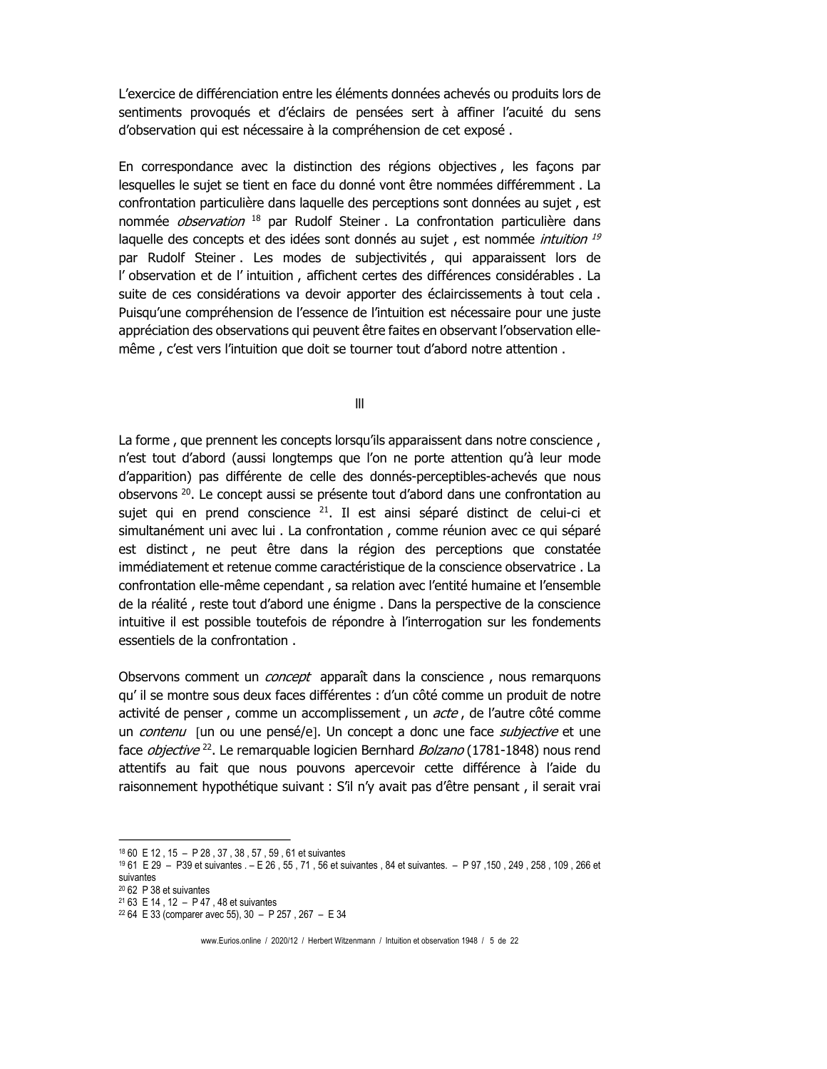L'exercice de différenciation entre les éléments données achevés ou produits lors de sentiments provoqués et d'éclairs de pensées sert à affiner l'acuité du sens d'observation qui est nécessaire à la compréhension de cet exposé .

En correspondance avec la distinction des régions objectives , les façons par lesquelles le sujet se tient en face du donné vont être nommées différemment . La confrontation particulière dans laquelle des perceptions sont données au sujet , est nommée *observation* [18] par Rudolf Steiner . La confrontation particulière dans laquelle des concepts et des idées sont donnés au sujet , est nommée *intuition* [19] par Rudolf Steiner . Les modes de subjectivités , qui apparaissent lors de l' observation et de l' intuition , affichent certes des différences considérables . La suite de ces considérations va devoir apporter des éclaircissements à tout cela . Puisqu'une compréhension de l'essence de l'intuition est nécessaire pour une juste appréciation des observations qui peuvent être faites en observant l'observation elle-même , c'est vers l'intuition que doit se tourner tout d'abord notre attention .

III

La forme , que prennent les concepts lorsqu'ils apparaissent dans notre conscience , n'est tout d'abord (aussi longtemps que l'on ne porte attention qu'à leur mode d'apparition) pas différente de celle des donnés-perceptibles-achevés que nous observons [20]. Le concept aussi se présente tout d'abord dans une confrontation au sujet qui en prend conscience [21]. Il est ainsi séparé distinct de celui-ci et simultanément uni avec lui . La confrontation , comme réunion avec ce qui séparé est distinct , ne peut être dans la région des perceptions que constatée immédiatement et retenue comme caractéristique de la conscience observatrice . La confrontation elle-même cependant , sa relation avec l'entité humaine et l'ensemble de la réalité , reste tout d'abord une énigme . Dans la perspective de la conscience intuitive il est possible toutefois de répondre à l'interrogation sur les fondements essentiels de la confrontation .

Observons comment un *concept* apparaît dans la conscience , nous remarquons qu' il se montre sous deux faces différentes : d'un côté comme un produit de notre activité de penser , comme un accomplissement , un *acte* , de l'autre côté comme un *contenu* [un ou une pensé/e]. Un concept a donc une face *subjective* et une face *objective* [22]. Le remarquable logicien Bernhard *Bolzano* (1781-1848) nous rend attentifs au fait que nous pouvons apercevoir cette différence à l'aide du raisonnement hypothétique suivant : S'il n'y avait pas d'être pensant , il serait vrai

---

[18] 60 E 12 , 15 – P 28 , 37 , 38 , 57 , 59 , 61 et suivantes

[19] 61 E 29 – P39 et suivantes . – E 26 , 55 , 71 , 56 et suivantes , 84 et suivantes. – P 97 ,150 , 249 , 258 , 109 , 266 et suivantes

[20] 62 P 38 et suivantes

[21] 63 E 14 , 12 – P 47 , 48 et suivantes

[22] 64 E 33 (comparer avec 55), 30 – P 257 , 267 – E 34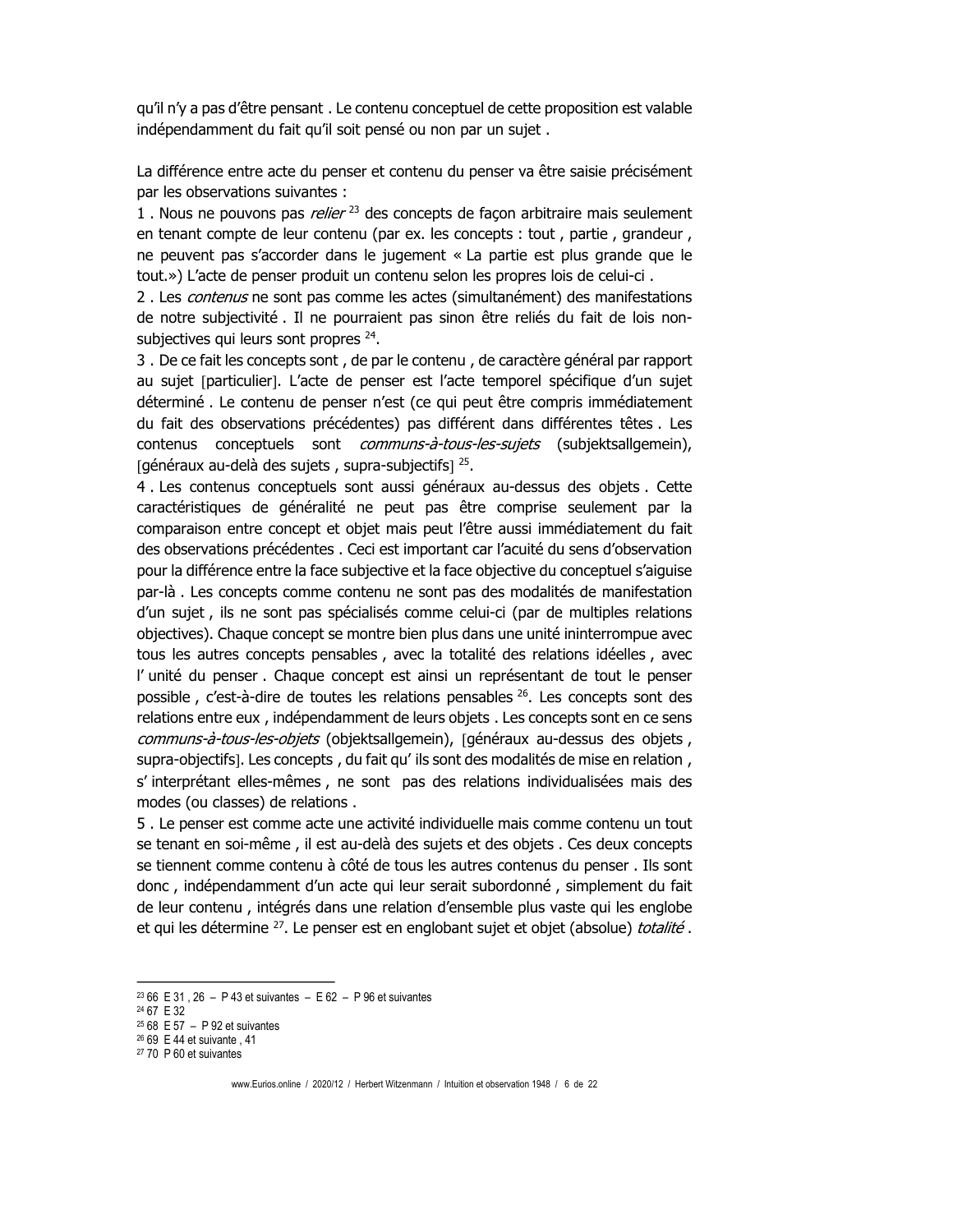qu'il n'y a pas d'être pensant . Le contenu conceptuel de cette proposition est valable indépendamment du fait qu'il soit pensé ou non par un sujet .

La différence entre acte du penser et contenu du penser va être saisie précisément par les observations suivantes :

1 . Nous ne pouvons pas *relier* [23] des concepts de façon arbitraire mais seulement en tenant compte de leur contenu (par ex. les concepts : tout , partie , grandeur , ne peuvent pas s'accorder dans le jugement « La partie est plus grande que le tout.») L'acte de penser produit un contenu selon les propres lois de celui-ci .

2 . Les *contenus* ne sont pas comme les actes (simultanément) des manifestations de notre subjectivité . Il ne pourraient pas sinon être reliés du fait de lois non-subjectives qui leurs sont propres [24].

3 . De ce fait les concepts sont , de par le contenu , de caractère général par rapport au sujet [particulier]. L'acte de penser est l'acte temporel spécifique d'un sujet déterminé . Le contenu de penser n'est (ce qui peut être compris immédiatement du fait des observations précédentes) pas différent dans différentes têtes . Les contenus conceptuels sont *communs-à-tous-les-sujets* (subjektsallgemein), [généraux au-delà des sujets , supra-subjectifs] [25].

4 . Les contenus conceptuels sont aussi généraux au-dessus des objets . Cette caractéristiques de généralité ne peut pas être comprise seulement par la comparaison entre concept et objet mais peut l'être aussi immédiatement du fait des observations précédentes . Ceci est important car l'acuité du sens d'observation pour la différence entre la face subjective et la face objective du conceptuel s'aiguise par-là . Les concepts comme contenu ne sont pas des modalités de manifestation d'un sujet , ils ne sont pas spécialisés comme celui-ci (par de multiples relations objectives). Chaque concept se montre bien plus dans une unité ininterrompue avec tous les autres concepts pensables , avec la totalité des relations idéelles , avec l' unité du penser . Chaque concept est ainsi un représentant de tout le penser possible , c'est-à-dire de toutes les relations pensables [26]. Les concepts sont des relations entre eux , indépendamment de leurs objets . Les concepts sont en ce sens *communs-à-tous-les-objets* (objektsallgemein), [généraux au-dessus des objets , supra-objectifs]. Les concepts , du fait qu' ils sont des modalités de mise en relation , s' interprétant elles-mêmes , ne sont pas des relations individualisées mais des modes (ou classes) de relations .

5 . Le penser est comme acte une activité individuelle mais comme contenu un tout se tenant en soi-même , il est au-delà des sujets et des objets . Ces deux concepts se tiennent comme contenu à côté de tous les autres contenus du penser . Ils sont donc , indépendamment d'un acte qui leur serait subordonné , simplement du fait de leur contenu , intégrés dans une relation d'ensemble plus vaste qui les englobe et qui les détermine [27]. Le penser est en englobant sujet et objet (absolue) *totalité* .

---

[23] 66 E 31 , 26 – P 43 et suivantes – E 62 – P 96 et suivantes
[24] 67 E 32
[25] 68 E 57 – P 92 et suivantes
[26] 69 E 44 et suivante , 41
[27] 70 P 60 et suivantes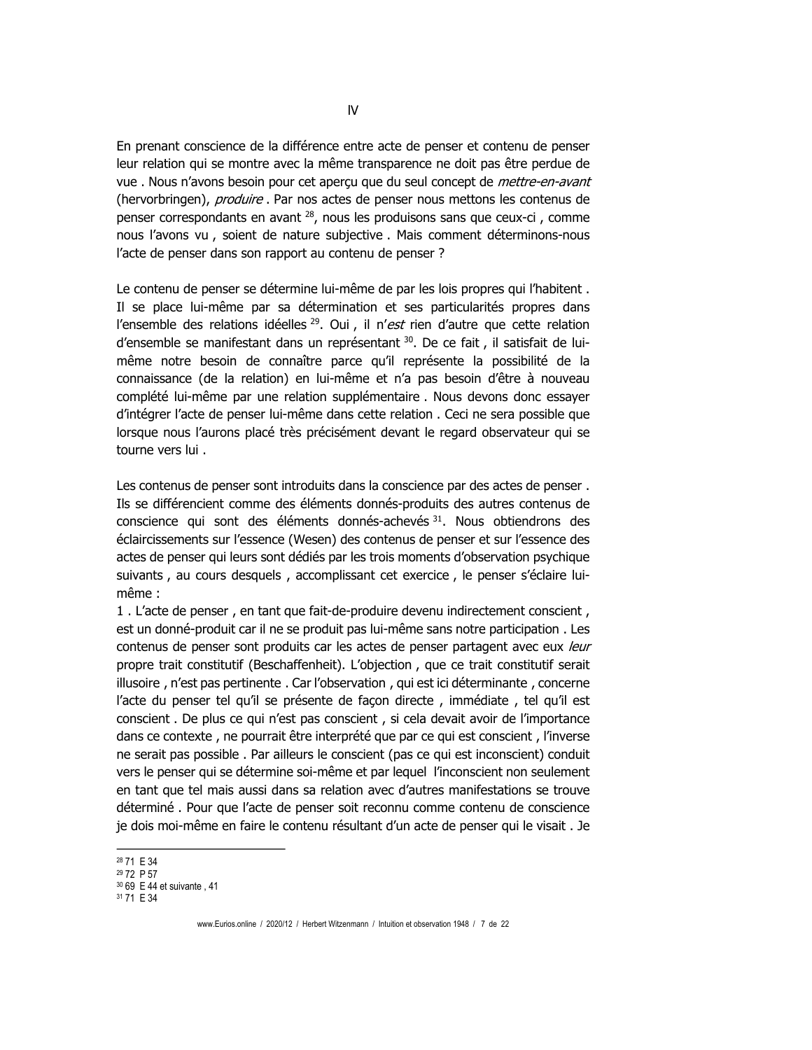# IV

En prenant conscience de la différence entre acte de penser et contenu de penser leur relation qui se montre avec la même transparence ne doit pas être perdue de vue . Nous n'avons besoin pour cet aperçu que du seul concept de *mettre-en-avant* (hervorbringen), *produire* . Par nos actes de penser nous mettons les contenus de penser correspondants en avant [28], nous les produisons sans que ceux-ci , comme nous l'avons vu , soient de nature subjective . Mais comment déterminons-nous l'acte de penser dans son rapport au contenu de penser ?

Le contenu de penser se détermine lui-même de par les lois propres qui l'habitent . Il se place lui-même par sa détermination et ses particularités propres dans l'ensemble des relations idéelles [29]. Oui , il n'*est* rien d'autre que cette relation d'ensemble se manifestant dans un représentant [30]. De ce fait , il satisfait de lui-même notre besoin de connaître parce qu'il représente la possibilité de la connaissance (de la relation) en lui-même et n'a pas besoin d'être à nouveau complété lui-même par une relation supplémentaire . Nous devons donc essayer d'intégrer l'acte de penser lui-même dans cette relation . Ceci ne sera possible que lorsque nous l'aurons placé très précisément devant le regard observateur qui se tourne vers lui .

Les contenus de penser sont introduits dans la conscience par des actes de penser . Ils se différencient comme des éléments donnés-produits des autres contenus de conscience qui sont des éléments donnés-achevés [31]. Nous obtiendrons des éclaircissements sur l'essence (Wesen) des contenus de penser et sur l'essence des actes de penser qui leurs sont dédiés par les trois moments d'observation psychique suivants , au cours desquels , accomplissant cet exercice , le penser s'éclaire lui-même :

1 . L'acte de penser , en tant que fait-de-produire devenu indirectement conscient , est un donné-produit car il ne se produit pas lui-même sans notre participation . Les contenus de penser sont produits car les actes de penser partagent avec eux *leur* propre trait constitutif (Beschaffenheit). L'objection , que ce trait constitutif serait illusoire , n'est pas pertinente . Car l'observation , qui est ici déterminante , concerne l'acte du penser tel qu'il se présente de façon directe , immédiate , tel qu'il est conscient . De plus ce qui n'est pas conscient , si cela devait avoir de l'importance dans ce contexte , ne pourrait être interprété que par ce qui est conscient , l'inverse ne serait pas possible . Par ailleurs le conscient (pas ce qui est inconscient) conduit vers le penser qui se détermine soi-même et par lequel l'inconscient non seulement en tant que tel mais aussi dans sa relation avec d'autres manifestations se trouve déterminé . Pour que l'acte de penser soit reconnu comme contenu de conscience je dois moi-même en faire le contenu résultant d'un acte de penser qui le visait . Je

---

[28] 71 E 34
[29] 72 P 57
[30] 69 E 44 et suivante , 41
[31] 71 E 34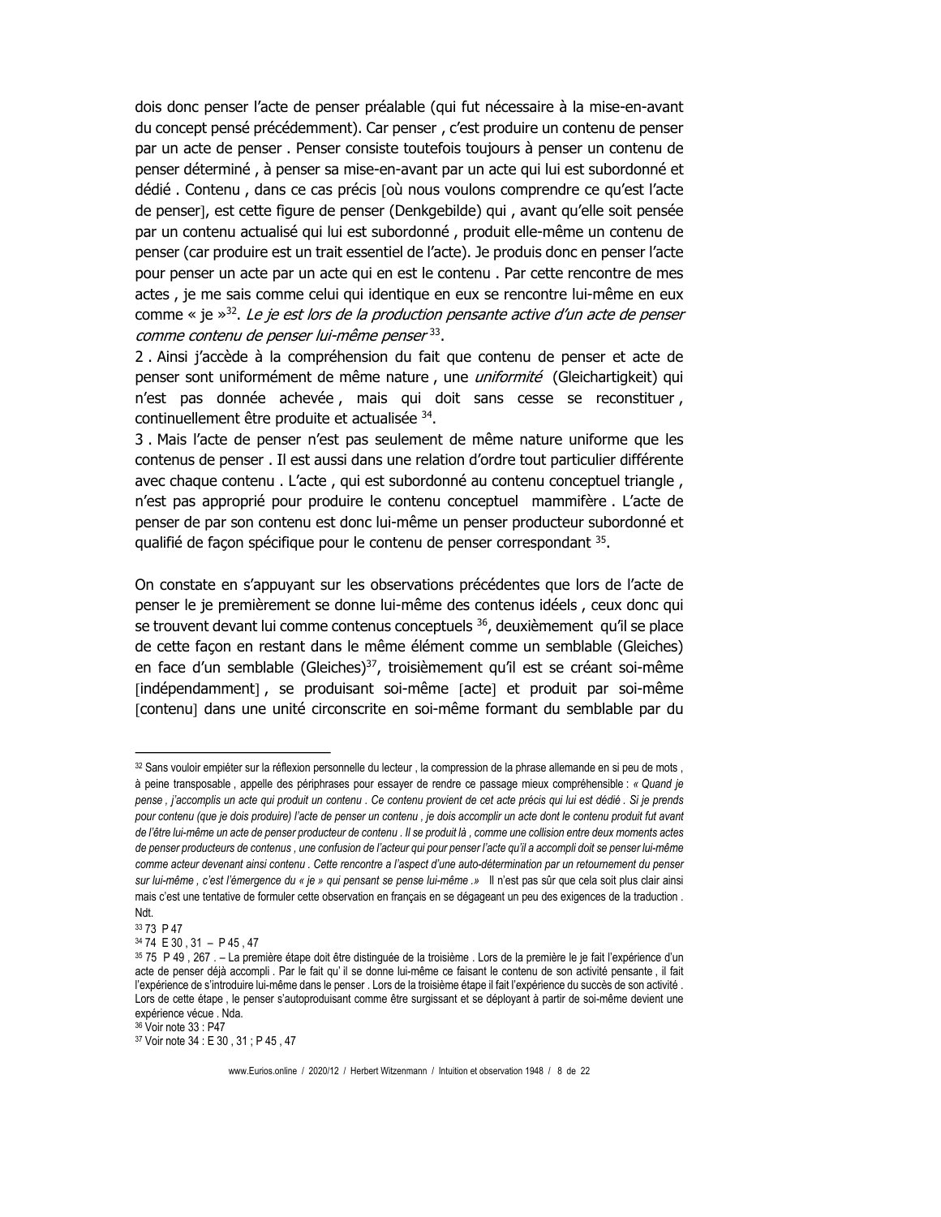dois donc penser l'acte de penser préalable (qui fut nécessaire à la mise-en-avant du concept pensé précédemment). Car penser , c'est produire un contenu de penser par un acte de penser . Penser consiste toutefois toujours à penser un contenu de penser déterminé , à penser sa mise-en-avant par un acte qui lui est subordonné et dédié . Contenu , dans ce cas précis [où nous voulons comprendre ce qu'est l'acte de penser], est cette figure de penser (Denkgebilde) qui , avant qu'elle soit pensée par un contenu actualisé qui lui est subordonné , produit elle-même un contenu de penser (car produire est un trait essentiel de l'acte). Je produis donc en penser l'acte pour penser un acte par un acte qui en est le contenu . Par cette rencontre de mes actes , je me sais comme celui qui identique en eux se rencontre lui-même en eux comme « je »[32]. *Le je est lors de la production pensante active d'un acte de penser comme contenu de penser lui-même penser* [33].

2 . Ainsi j'accède à la compréhension du fait que contenu de penser et acte de penser sont uniformément de même nature , une *uniformité* (Gleichartigkeit) qui n'est pas donnée achevée , mais qui doit sans cesse se reconstituer , continuellement être produite et actualisée [34].

3 . Mais l'acte de penser n'est pas seulement de même nature uniforme que les contenus de penser . Il est aussi dans une relation d'ordre tout particulier différente avec chaque contenu . L'acte , qui est subordonné au contenu conceptuel triangle , n'est pas approprié pour produire le contenu conceptuel mammifère . L'acte de penser de par son contenu est donc lui-même un penser producteur subordonné et qualifié de façon spécifique pour le contenu de penser correspondant [35].

On constate en s'appuyant sur les observations précédentes que lors de l'acte de penser le je premièrement se donne lui-même des contenus idéels , ceux donc qui se trouvent devant lui comme contenus conceptuels [36], deuxièmement qu'il se place de cette façon en restant dans le même élément comme un semblable (Gleiches) en face d'un semblable (Gleiches)[37], troisièmement qu'il est se créant soi-même [indépendamment] , se produisant soi-même [acte] et produit par soi-même [contenu] dans une unité circonscrite en soi-même formant du semblable par du

---

[32] Sans vouloir empiéter sur la réflexion personnelle du lecteur , la compression de la phrase allemande en si peu de mots , à peine transposable , appelle des périphrases pour essayer de rendre ce passage mieux compréhensible : *« Quand je pense , j'accomplis un acte qui produit un contenu . Ce contenu provient de cet acte précis qui lui est dédié . Si je prends pour contenu (que je dois produire) l'acte de penser un contenu , je dois accomplir un acte dont le contenu produit fut avant de l'être lui-même un acte de penser producteur de contenu . Il se produit là , comme une collision entre deux moments actes de penser producteurs de contenus , une confusion de l'acteur qui pour penser l'acte qu'il a accompli doit se penser lui-même comme acteur devenant ainsi contenu . Cette rencontre a l'aspect d'une auto-détermination par un retournement du penser sur lui-même , c'est l'émergence du « je » qui pensant se pense lui-même .»* Il n'est pas sûr que cela soit plus clair ainsi mais c'est une tentative de formuler cette observation en français en se dégageant un peu des exigences de la traduction . Ndt.

[33] 73 P 47

[34] 74 E 30 , 31 – P 45 , 47

[35] 75 P 49 , 267 . – La première étape doit être distinguée de la troisième . Lors de la première le je fait l'expérience d'un acte de penser déjà accompli . Par le fait qu' il se donne lui-même ce faisant le contenu de son activité pensante , il fait l'expérience de s'introduire lui-même dans le penser . Lors de la troisième étape il fait l'expérience du succès de son activité . Lors de cette étape , le penser s'autoproduisant comme être surgissant et se déployant à partir de soi-même devient une expérience vécue . Nda.

[36] Voir note 33 : P47

[37] Voir note 34 : E 30 , 31 ; P 45 , 47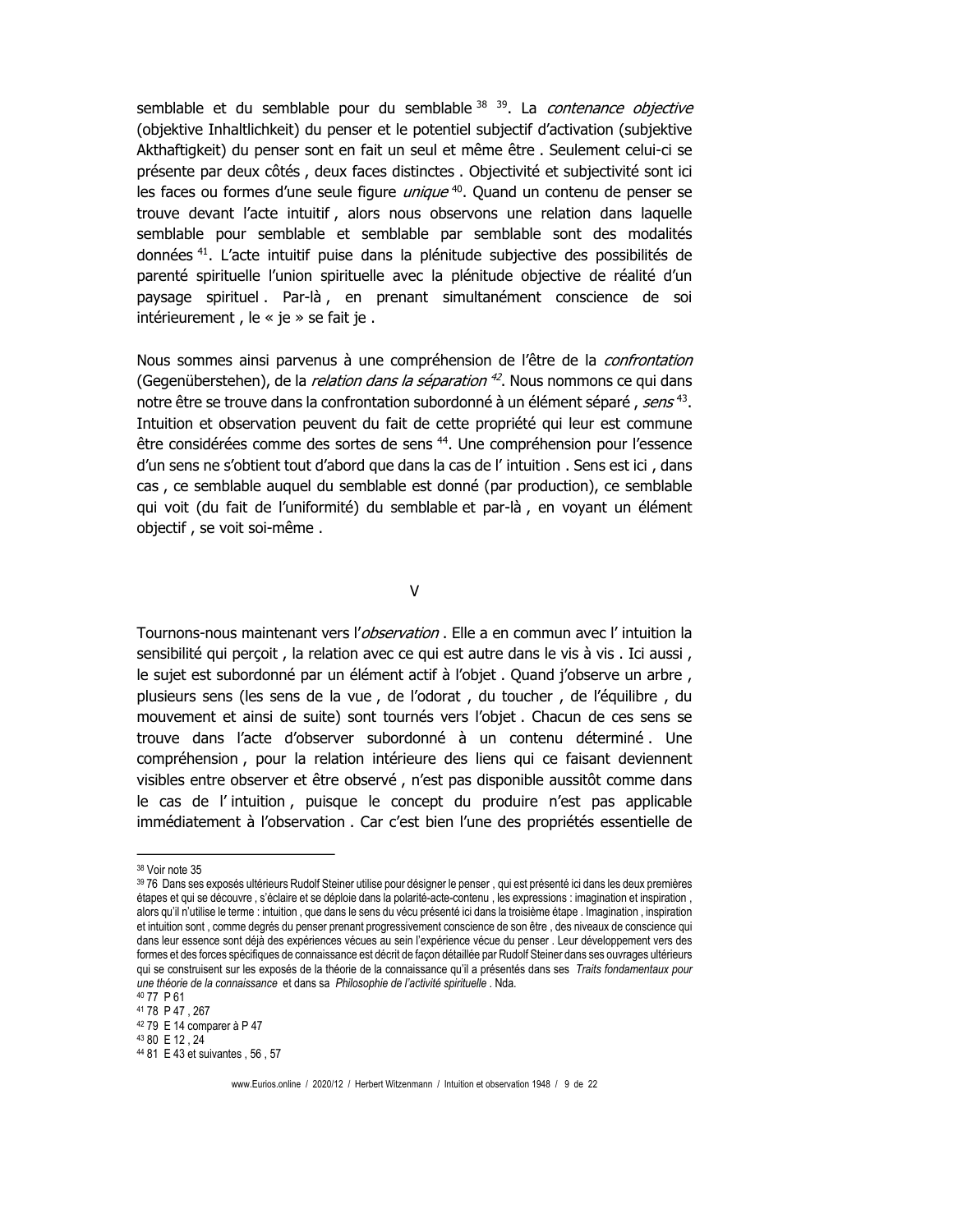semblable et du semblable pour du semblable [38] [39]. La *contenance objective* (objektive Inhaltlichkeit) du penser et le potentiel subjectif d'activation (subjektive Akthaftigkeit) du penser sont en fait un seul et même être . Seulement celui-ci se présente par deux côtés , deux faces distinctes . Objectivité et subjectivité sont ici les faces ou formes d'une seule figure *unique* [40]. Quand un contenu de penser se trouve devant l'acte intuitif , alors nous observons une relation dans laquelle semblable pour semblable et semblable par semblable sont des modalités données [41]. L'acte intuitif puise dans la plénitude subjective des possibilités de parenté spirituelle l'union spirituelle avec la plénitude objective de réalité d'un paysage spirituel . Par-là , en prenant simultanément conscience de soi intérieurement , le « je » se fait je .

Nous sommes ainsi parvenus à une compréhension de l'être de la *confrontation* (Gegenüberstehen), de la *relation dans la séparation* [42]. Nous nommons ce qui dans notre être se trouve dans la confrontation subordonné à un élément séparé , *sens* [43]. Intuition et observation peuvent du fait de cette propriété qui leur est commune être considérées comme des sortes de sens [44]. Une compréhension pour l'essence d'un sens ne s'obtient tout d'abord que dans la cas de l' intuition . Sens est ici , dans cas , ce semblable auquel du semblable est donné (par production), ce semblable qui voit (du fait de l'uniformité) du semblable et par-là , en voyant un élément objectif , se voit soi-même .

## V

Tournons-nous maintenant vers l'*observation* . Elle a en commun avec l' intuition la sensibilité qui perçoit , la relation avec ce qui est autre dans le vis à vis . Ici aussi , le sujet est subordonné par un élément actif à l'objet . Quand j'observe un arbre , plusieurs sens (les sens de la vue , de l'odorat , du toucher , de l'équilibre , du mouvement et ainsi de suite) sont tournés vers l'objet . Chacun de ces sens se trouve dans l'acte d'observer subordonné à un contenu déterminé . Une compréhension , pour la relation intérieure des liens qui ce faisant deviennent visibles entre observer et être observé , n'est pas disponible aussitôt comme dans le cas de l' intuition , puisque le concept du produire n'est pas applicable immédiatement à l'observation . Car c'est bien l'une des propriétés essentielle de

---

[38] Voir note 35

[39] 76 Dans ses exposés ultérieurs Rudolf Steiner utilise pour désigner le penser , qui est présenté ici dans les deux premières étapes et qui se découvre , s'éclaire et se déploie dans la polarité-acte-contenu , les expressions : imagination et inspiration , alors qu'il n'utilise le terme : intuition , que dans le sens du vécu présenté ici dans la troisième étape . Imagination , inspiration et intuition sont , comme degrés du penser prenant progressivement conscience de son être , des niveaux de conscience qui dans leur essence sont déjà des expériences vécues au sein l'expérience vécue du penser . Leur développement vers des formes et des forces spécifiques de connaissance est décrit de façon détaillée par Rudolf Steiner dans ses ouvrages ultérieurs qui se construisent sur les exposés de la théorie de la connaissance qu'il a présentés dans ses *Traits fondamentaux pour une théorie de la connaissance* et dans sa *Philosophie de l'activité spirituelle* . Nda.

[40] 77 P 61

[41] 78 P 47 , 267

[42] 79 E 14 comparer à P 47

[43] 80 E 12 , 24

[44] 81 E 43 et suivantes , 56 , 57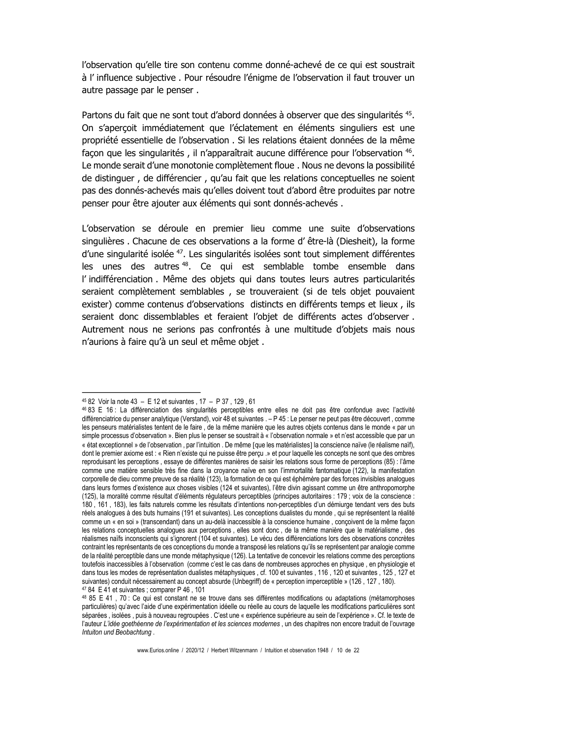l'observation qu'elle tire son contenu comme donné-achevé de ce qui est soustrait à l' influence subjective . Pour résoudre l'énigme de l'observation il faut trouver un autre passage par le penser .

Partons du fait que ne sont tout d'abord données à observer que des singularités [45]. On s'aperçoit immédiatement que l'éclatement en éléments singuliers est une propriété essentielle de l'observation . Si les relations étaient données de la même façon que les singularités , il n'apparaîtrait aucune différence pour l'observation [46]. Le monde serait d'une monotonie complètement floue . Nous ne devons la possibilité de distinguer , de différencier , qu'au fait que les relations conceptuelles ne soient pas des donnés-achevés mais qu'elles doivent tout d'abord être produites par notre penser pour être ajouter aux éléments qui sont donnés-achevés .

L'observation se déroule en premier lieu comme une suite d'observations singulières . Chacune de ces observations a la forme d' être-là (Diesheit), la forme d'une singularité isolée [47]. Les singularités isolées sont tout simplement différentes les unes des autres [48]. Ce qui est semblable tombe ensemble dans l' indifférenciation . Même des objets qui dans toutes leurs autres particularités seraient complètement semblables , se trouveraient (si de tels objet pouvaient exister) comme contenus d'observations distincts en différents temps et lieux , ils seraient donc dissemblables et feraient l'objet de différents actes d'observer . Autrement nous ne serions pas confrontés à une multitude d'objets mais nous n'aurions à faire qu'à un seul et même objet .

---

[45] 82 Voir la note 43 – E 12 et suivantes , 17 – P 37 , 129 , 61

[46] 83 E 16 : La différenciation des singularités perceptibles entre elles ne doit pas être confondue avec l'activité différenciatrice du penser analytique (Verstand), voir 48 et suivantes . – P 45 : Le penser ne peut pas être découvert , comme les penseurs matérialistes tentent de le faire , de la même manière que les autres objets contenus dans le monde « par un simple processus d'observation ». Bien plus le penser se soustrait à « l'observation normale » et n'est accessible que par un « état exceptionnel » de l'observation , par l'intuition . De même [que les matérialistes] la conscience naïve (le réalisme naïf), dont le premier axiome est : « Rien n'existe qui ne puisse être perçu .» et pour laquelle les concepts ne sont que des ombres reproduisant les perceptions , essaye de différentes manières de saisir les relations sous forme de perceptions (85) : l'âme comme une matière sensible très fine dans la croyance naïve en son l'immortalité fantomatique (122), la manifestation corporelle de dieu comme preuve de sa réalité (123), la formation de ce qui est éphémère par des forces invisibles analogues dans leurs formes d'existence aux choses visibles (124 et suivantes), l'être divin agissant comme un être anthropomorphe (125), la moralité comme résultat d'éléments régulateurs perceptibles (principes autoritaires : 179 ; voix de la conscience : 180 , 161 , 183), les faits naturels comme les résultats d'intentions non-perceptibles d'un démiurge tendant vers des buts réels analogues à des buts humains (191 et suivantes). Les conceptions dualistes du monde , qui se représentent la réalité comme un « en soi » (transcendant) dans un au-delà inaccessible à la conscience humaine , conçoivent de la même façon les relations conceptuelles analogues aux perceptions , elles sont donc , de la même manière que le matérialisme , des réalismes naïfs inconscients qui s'ignorent (104 et suivantes). Le vécu des différenciations lors des observations concrètes contraint les représentants de ces conceptions du monde a transposé les relations qu'ils se représentent par analogie comme de la réalité perceptible dans une monde métaphysique (126). La tentative de concevoir les relations comme des perceptions toutefois inaccessibles à l'observation (comme c'est le cas dans de nombreuses approches en physique , en physiologie et dans tous les modes de représentation dualistes métaphysiques , cf. 100 et suivantes , 116 , 120 et suivantes , 125 , 127 et suivantes) conduit nécessairement au concept absurde (Unbegriff) de « perception imperceptible » (126 , 127 , 180).

[47] 84 E 41 et suivantes ; comparer P 46 , 101

[48] 85 E 41 , 70 : Ce qui est constant ne se trouve dans ses différentes modifications ou adaptations (métamorphoses particulières) qu'avec l'aide d'une expérimentation idéelle ou réelle au cours de laquelle les modifications particulières sont séparées , isolées , puis à nouveau regroupées . C'est une « expérience supérieure au sein de l'expérience ». Cf. le texte de l'auteur *L'idée goethéenne de l'expérimentation et les sciences modernes* , un des chapitres non encore traduit de l'ouvrage *Intuiton und Beobachtung* .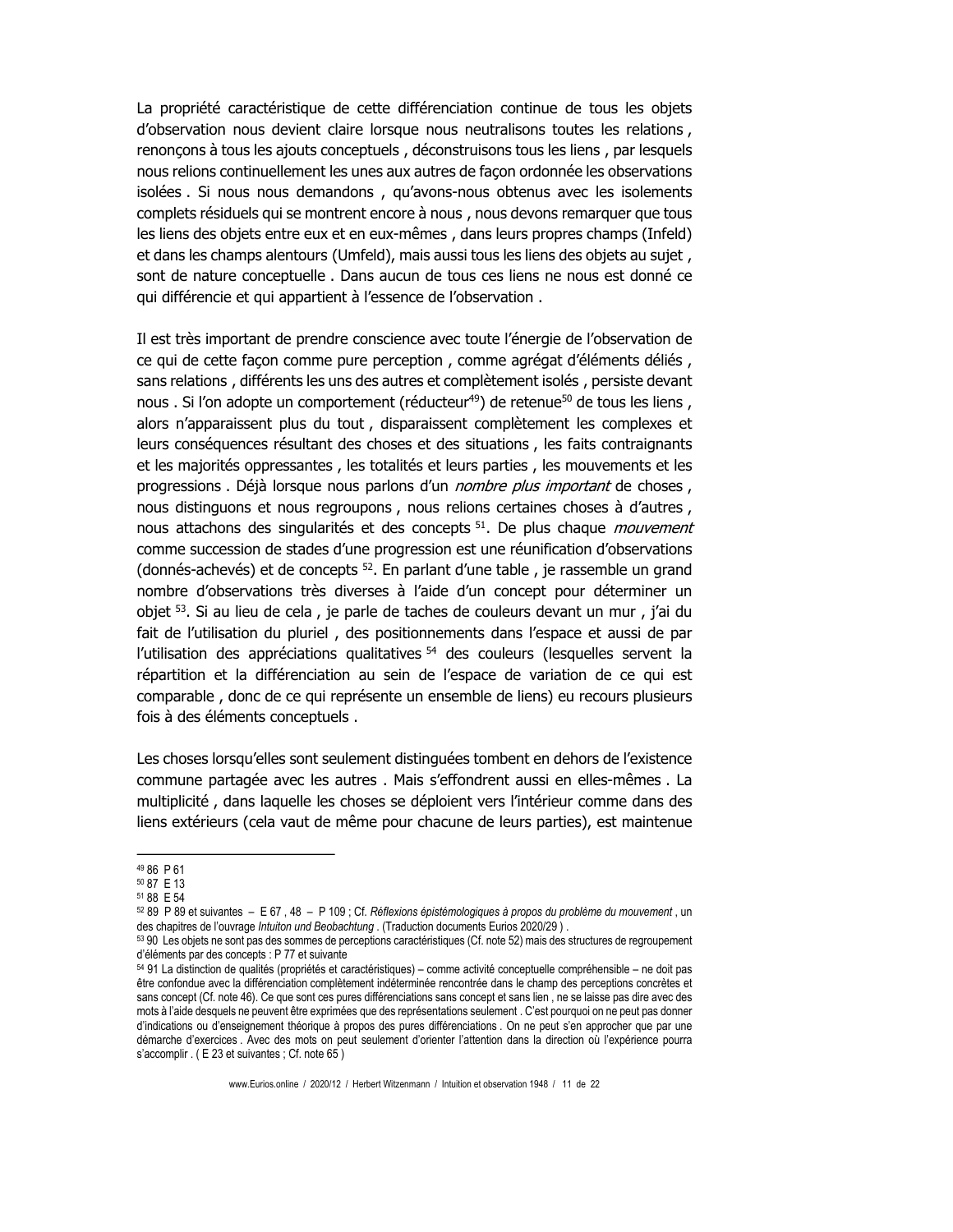La propriété caractéristique de cette différenciation continue de tous les objets d'observation nous devient claire lorsque nous neutralisons toutes les relations , renonçons à tous les ajouts conceptuels , déconstruisons tous les liens , par lesquels nous relions continuellement les unes aux autres de façon ordonnée les observations isolées . Si nous nous demandons , qu'avons-nous obtenus avec les isolements complets résiduels qui se montrent encore à nous , nous devons remarquer que tous les liens des objets entre eux et en eux-mêmes , dans leurs propres champs (Infeld) et dans les champs alentours (Umfeld), mais aussi tous les liens des objets au sujet , sont de nature conceptuelle . Dans aucun de tous ces liens ne nous est donné ce qui différencie et qui appartient à l'essence de l'observation .

Il est très important de prendre conscience avec toute l'énergie de l'observation de ce qui de cette façon comme pure perception , comme agrégat d'éléments déliés , sans relations , différents les uns des autres et complètement isolés , persiste devant nous . Si l'on adopte un comportement (réducteur[49]) de retenue[50] de tous les liens , alors n'apparaissent plus du tout , disparaissent complètement les complexes et leurs conséquences résultant des choses et des situations , les faits contraignants et les majorités oppressantes , les totalités et leurs parties , les mouvements et les progressions . Déjà lorsque nous parlons d'un *nombre plus important* de choses , nous distinguons et nous regroupons , nous relions certaines choses à d'autres , nous attachons des singularités et des concepts [51]. De plus chaque *mouvement* comme succession de stades d'une progression est une réunification d'observations (donnés-achevés) et de concepts [52]. En parlant d'une table , je rassemble un grand nombre d'observations très diverses à l'aide d'un concept pour déterminer un objet [53]. Si au lieu de cela , je parle de taches de couleurs devant un mur , j'ai du fait de l'utilisation du pluriel , des positionnements dans l'espace et aussi de par l'utilisation des appréciations qualitatives [54] des couleurs (lesquelles servent la répartition et la différenciation au sein de l'espace de variation de ce qui est comparable , donc de ce qui représente un ensemble de liens) eu recours plusieurs fois à des éléments conceptuels .

Les choses lorsqu'elles sont seulement distinguées tombent en dehors de l'existence commune partagée avec les autres . Mais s'effondrent aussi en elles-mêmes . La multiplicité , dans laquelle les choses se déploient vers l'intérieur comme dans des liens extérieurs (cela vaut de même pour chacune de leurs parties), est maintenue

---

[49] 86 P 61

[50] 87 E 13

[51] 88 E 54

[52] 89 P 89 et suivantes – E 67 , 48 – P 109 ; Cf. *Réflexions épistémologiques à propos du problème du mouvement* , un des chapitres de l'ouvrage *Intuiton und Beobachtung* . (Traduction documents Eurios 2020/29 ) .

[53] 90 Les objets ne sont pas des sommes de perceptions caractéristiques (Cf. note 52) mais des structures de regroupement d'éléments par des concepts : P 77 et suivante

[54] 91 La distinction de qualités (propriétés et caractéristiques) – comme activité conceptuelle compréhensible – ne doit pas être confondue avec la différenciation complètement indéterminée rencontrée dans le champ des perceptions concrètes et sans concept (Cf. note 46). Ce que sont ces pures différenciations sans concept et sans lien , ne se laisse pas dire avec des mots à l'aide desquels ne peuvent être exprimées que des représentations seulement . C'est pourquoi on ne peut pas donner d'indications ou d'enseignement théorique à propos des pures différenciations . On ne peut s'en approcher que par une démarche d'exercices . Avec des mots on peut seulement d'orienter l'attention dans la direction où l'expérience pourra s'accomplir . ( E 23 et suivantes ; Cf. note 65 )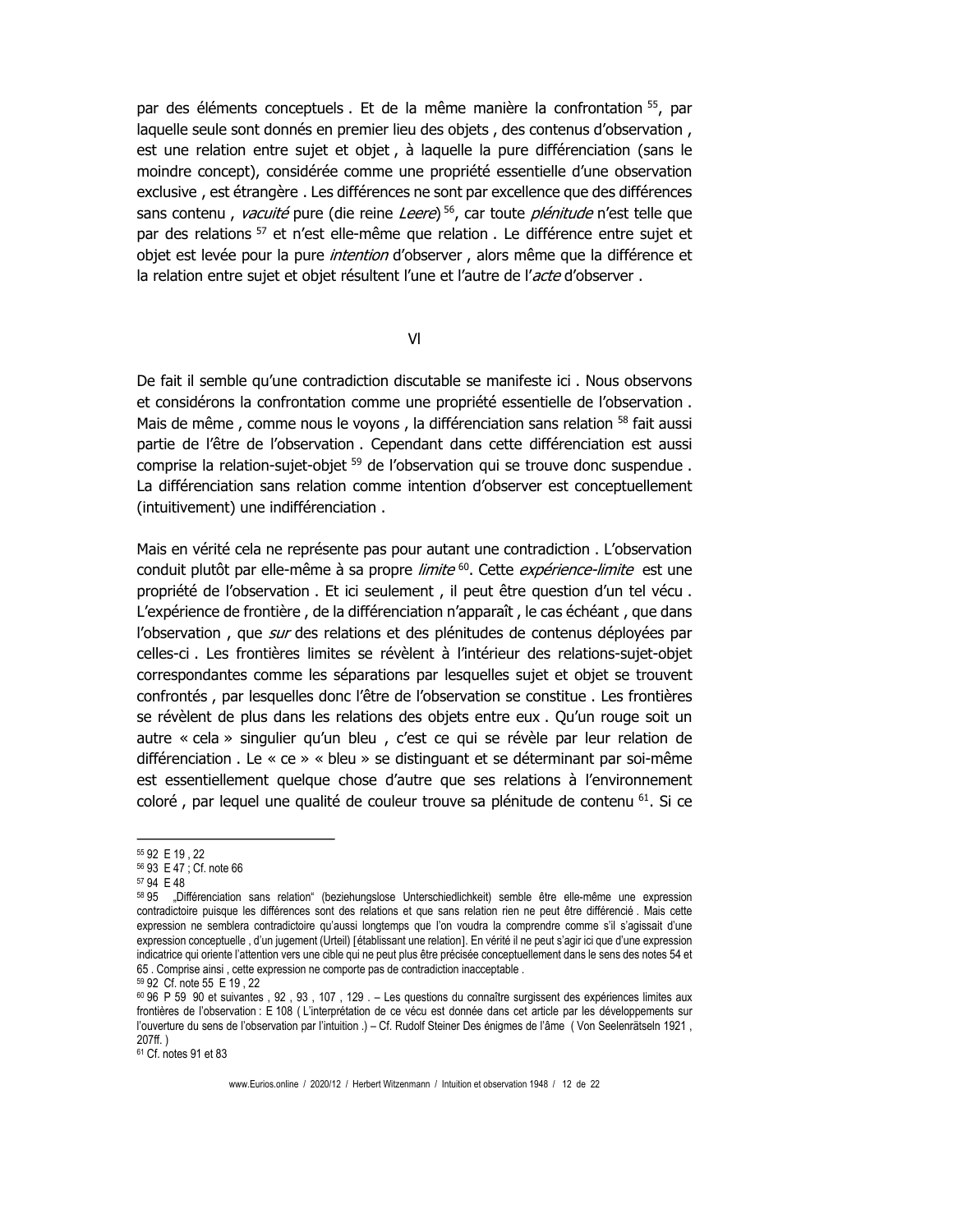par des éléments conceptuels . Et de la même manière la confrontation [55], par laquelle seule sont donnés en premier lieu des objets , des contenus d'observation , est une relation entre sujet et objet , à laquelle la pure différenciation (sans le moindre concept), considérée comme une propriété essentielle d'une observation exclusive , est étrangère . Les différences ne sont par excellence que des différences sans contenu , *vacuité* pure (die reine *Leere*) [56], car toute *plénitude* n'est telle que par des relations [57] et n'est elle-même que relation . Le différence entre sujet et objet est levée pour la pure *intention* d'observer , alors même que la différence et la relation entre sujet et objet résultent l'une et l'autre de l'*acte* d'observer .

## VI

De fait il semble qu'une contradiction discutable se manifeste ici . Nous observons et considérons la confrontation comme une propriété essentielle de l'observation . Mais de même , comme nous le voyons , la différenciation sans relation [58] fait aussi partie de l'être de l'observation . Cependant dans cette différenciation est aussi comprise la relation-sujet-objet [59] de l'observation qui se trouve donc suspendue . La différenciation sans relation comme intention d'observer est conceptuellement (intuitivement) une indifférenciation .

Mais en vérité cela ne représente pas pour autant une contradiction . L'observation conduit plutôt par elle-même à sa propre *limite* [60]. Cette *expérience-limite* est une propriété de l'observation . Et ici seulement , il peut être question d'un tel vécu . L'expérience de frontière , de la différenciation n'apparaît , le cas échéant , que dans l'observation , que *sur* des relations et des plénitudes de contenus déployées par celles-ci . Les frontières limites se révèlent à l'intérieur des relations-sujet-objet correspondantes comme les séparations par lesquelles sujet et objet se trouvent confrontés , par lesquelles donc l'être de l'observation se constitue . Les frontières se révèlent de plus dans les relations des objets entre eux . Qu'un rouge soit un autre « cela » singulier qu'un bleu , c'est ce qui se révèle par leur relation de différenciation . Le « ce » « bleu » se distinguant et se déterminant par soi-même est essentiellement quelque chose d'autre que ses relations à l'environnement coloré , par lequel une qualité de couleur trouve sa plénitude de contenu [61]. Si ce

---

[55] 92 E 19 , 22

[56] 93 E 47 ; Cf. note 66

[57] 94 E 48

[58] 95 „Différenciation sans relation" (beziehungslose Unterschiedlichkeit) semble être elle-même une expression contradictoire puisque les différences sont des relations et que sans relation rien ne peut être différencié . Mais cette expression ne semblera contradictoire qu'aussi longtemps que l'on voudra la comprendre comme s'il s'agissait d'une expression conceptuelle , d'un jugement (Urteil) [établissant une relation]. En vérité il ne peut s'agir ici que d'une expression indicatrice qui oriente l'attention vers une cible qui ne peut plus être précisée conceptuellement dans le sens des notes 54 et 65 . Comprise ainsi , cette expression ne comporte pas de contradiction inacceptable .

[59] 92 Cf. note 55 E 19 , 22

[60] 96 P 59 90 et suivantes , 92 , 93 , 107 , 129 . – Les questions du connaître surgissent des expériences limites aux frontières de l'observation : E 108 ( L'interprétation de ce vécu est donnée dans cet article par les développements sur l'ouverture du sens de l'observation par l'intuition .) – Cf. Rudolf Steiner Des énigmes de l'âme ( Von Seelenrätseln 1921 , 207ff. )

[61] Cf. notes 91 et 83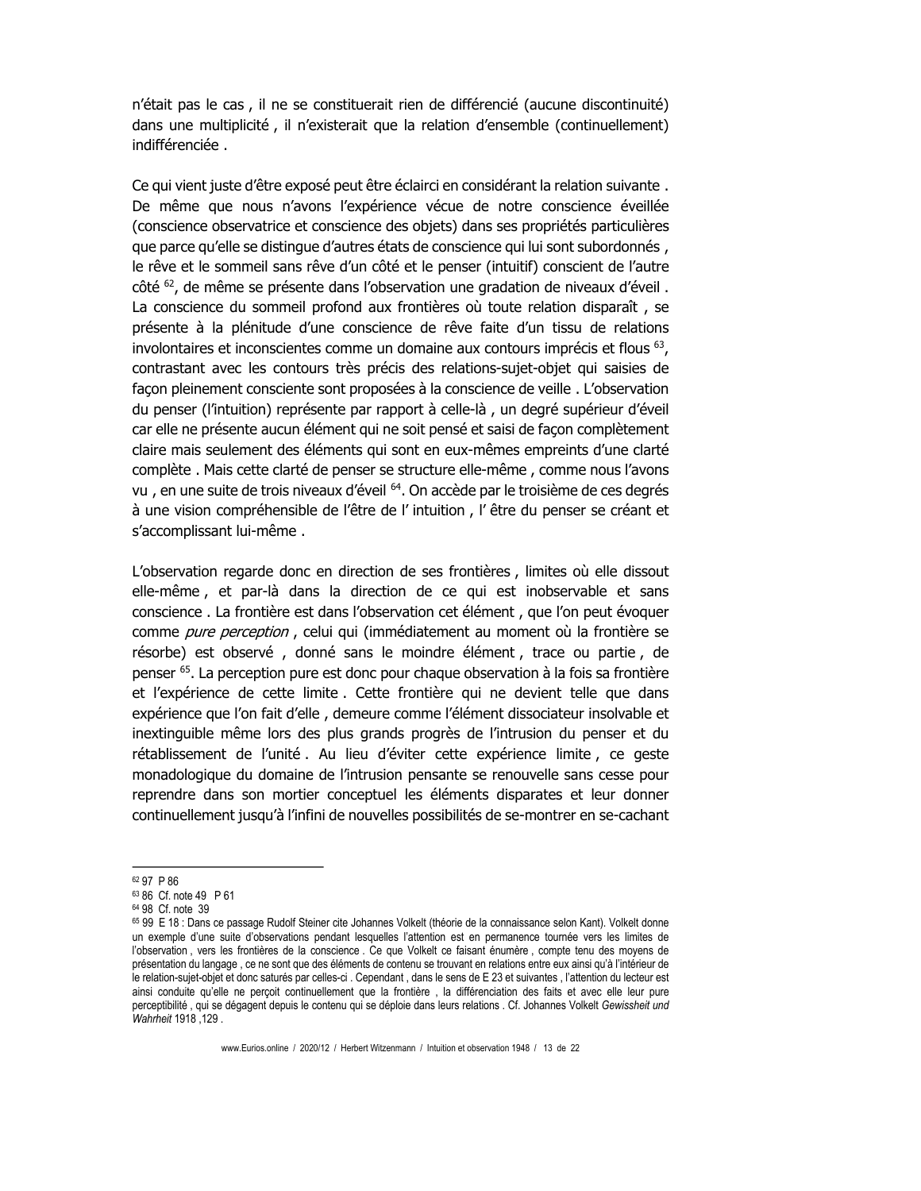n'était pas le cas , il ne se constituerait rien de différencié (aucune discontinuité) dans une multiplicité , il n'existerait que la relation d'ensemble (continuellement) indifférenciée .

Ce qui vient juste d'être exposé peut être éclairci en considérant la relation suivante . De même que nous n'avons l'expérience vécue de notre conscience éveillée (conscience observatrice et conscience des objets) dans ses propriétés particulières que parce qu'elle se distingue d'autres états de conscience qui lui sont subordonnés , le rêve et le sommeil sans rêve d'un côté et le penser (intuitif) conscient de l'autre côté [62], de même se présente dans l'observation une gradation de niveaux d'éveil . La conscience du sommeil profond aux frontières où toute relation disparaît , se présente à la plénitude d'une conscience de rêve faite d'un tissu de relations involontaires et inconscientes comme un domaine aux contours imprécis et flous [63], contrastant avec les contours très précis des relations-sujet-objet qui saisies de façon pleinement consciente sont proposées à la conscience de veille . L'observation du penser (l'intuition) représente par rapport à celle-là , un degré supérieur d'éveil car elle ne présente aucun élément qui ne soit pensé et saisi de façon complètement claire mais seulement des éléments qui sont en eux-mêmes empreints d'une clarté complète . Mais cette clarté de penser se structure elle-même , comme nous l'avons vu , en une suite de trois niveaux d'éveil [64]. On accède par le troisième de ces degrés à une vision compréhensible de l'être de l' intuition , l' être du penser se créant et s'accomplissant lui-même .

L'observation regarde donc en direction de ses frontières , limites où elle dissout elle-même , et par-là dans la direction de ce qui est inobservable et sans conscience . La frontière est dans l'observation cet élément , que l'on peut évoquer comme *pure perception* , celui qui (immédiatement au moment où la frontière se résorbe) est observé , donné sans le moindre élément , trace ou partie , de penser [65]. La perception pure est donc pour chaque observation à la fois sa frontière et l'expérience de cette limite . Cette frontière qui ne devient telle que dans expérience que l'on fait d'elle , demeure comme l'élément dissociateur insolvable et inextinguible même lors des plus grands progrès de l'intrusion du penser et du rétablissement de l'unité . Au lieu d'éviter cette expérience limite , ce geste monadologique du domaine de l'intrusion pensante se renouvelle sans cesse pour reprendre dans son mortier conceptuel les éléments disparates et leur donner continuellement jusqu'à l'infini de nouvelles possibilités de se-montrer en se-cachant

---

[62] 97 P 86

[63] 86 Cf. note 49 P 61

[64] 98 Cf. note 39

[65] 99 E 18 : Dans ce passage Rudolf Steiner cite Johannes Volkelt (théorie de la connaissance selon Kant). Volkelt donne un exemple d'une suite d'observations pendant lesquelles l'attention est en permanence tournée vers les limites de l'observation , vers les frontières de la conscience . Ce que Volkelt ce faisant énumère , compte tenu des moyens de présentation du langage , ce ne sont que des éléments de contenu se trouvant en relations entre eux ainsi qu'à l'intérieur de le relation-sujet-objet et donc saturés par celles-ci . Cependant , dans le sens de E 23 et suivantes , l'attention du lecteur est ainsi conduite qu'elle ne perçoit continuellement que la frontière , la différenciation des faits et avec elle leur pure perceptibilité , qui se dégagent depuis le contenu qui se déploie dans leurs relations . Cf. Johannes Volkelt *Gewissheit und Wahrheit* 1918 ,129 .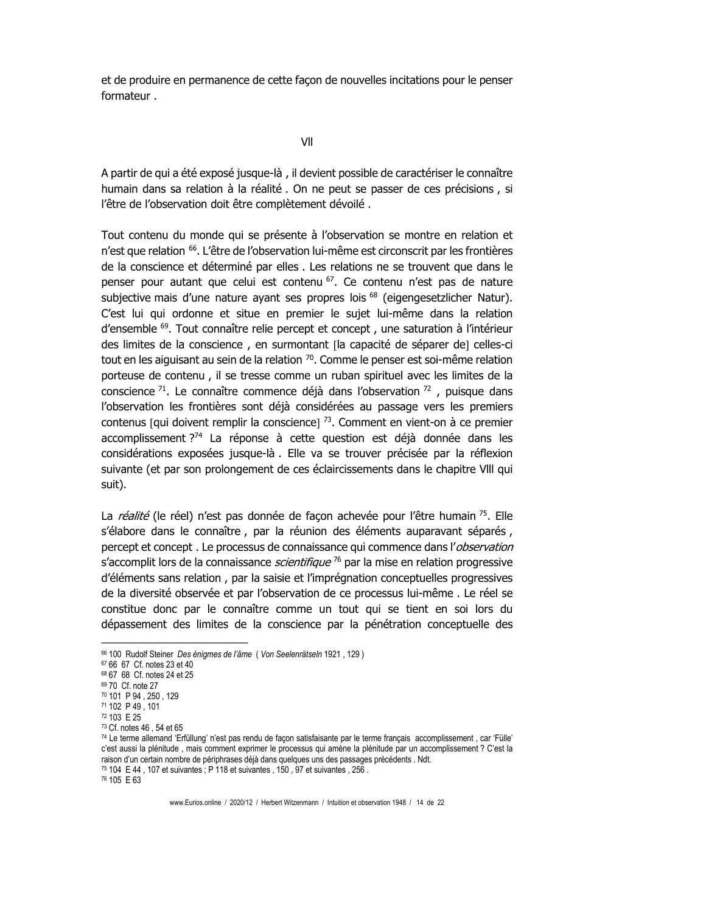et de produire en permanence de cette façon de nouvelles incitations pour le penser formateur .

## VII

A partir de qui a été exposé jusque-là , il devient possible de caractériser le connaître humain dans sa relation à la réalité . On ne peut se passer de ces précisions , si l'être de l'observation doit être complètement dévoilé .

Tout contenu du monde qui se présente à l'observation se montre en relation et n'est que relation [66]. L'être de l'observation lui-même est circonscrit par les frontières de la conscience et déterminé par elles . Les relations ne se trouvent que dans le penser pour autant que celui est contenu [67]. Ce contenu n'est pas de nature subjective mais d'une nature ayant ses propres lois [68] (eigengesetzlicher Natur). C'est lui qui ordonne et situe en premier le sujet lui-même dans la relation d'ensemble [69]. Tout connaître relie percept et concept , une saturation à l'intérieur des limites de la conscience , en surmontant [la capacité de séparer de] celles-ci tout en les aiguisant au sein de la relation [70]. Comme le penser est soi-même relation porteuse de contenu , il se tresse comme un ruban spirituel avec les limites de la conscience [71]. Le connaître commence déjà dans l'observation [72] , puisque dans l'observation les frontières sont déjà considérées au passage vers les premiers contenus [qui doivent remplir la conscience] [73]. Comment en vient-on à ce premier accomplissement ?[74] La réponse à cette question est déjà donnée dans les considérations exposées jusque-là . Elle va se trouver précisée par la réflexion suivante (et par son prolongement de ces éclaircissements dans le chapitre VIII qui suit).

La *réalité* (le réel) n'est pas donnée de façon achevée pour l'être humain [75]. Elle s'élabore dans le connaître , par la réunion des éléments auparavant séparés , percept et concept . Le processus de connaissance qui commence dans l'*observation* s'accomplit lors de la connaissance *scientifique* [76] par la mise en relation progressive d'éléments sans relation , par la saisie et l'imprégnation conceptuelles progressives de la diversité observée et par l'observation de ce processus lui-même . Le réel se constitue donc par le connaître comme un tout qui se tient en soi lors du dépassement des limites de la conscience par la pénétration conceptuelle des

---

[66] 100 Rudolf Steiner *Des énigmes de l'âme* ( *Von Seelenrätseln* 1921 , 129 )

[67] 66 67 Cf. notes 23 et 40

[68] 67 68 Cf. notes 24 et 25

[69] 70 Cf. note 27

[70] 101 P 94 , 250 , 129

[71] 102 P 49 , 101

[72] 103 E 25

[73] Cf. notes 46 , 54 et 65

[74] Le terme allemand 'Erfüllung' n'est pas rendu de façon satisfaisante par le terme français accomplissement , car 'Fülle' c'est aussi la plénitude , mais comment exprimer le processus qui amène la plénitude par un accomplissement ? C'est la raison d'un certain nombre de périphrases déjà dans quelques uns des passages précédents . Ndt.

[75] 104 E 44 , 107 et suivantes ; P 118 et suivantes , 150 , 97 et suivantes , 256 .

[76] 105 E 63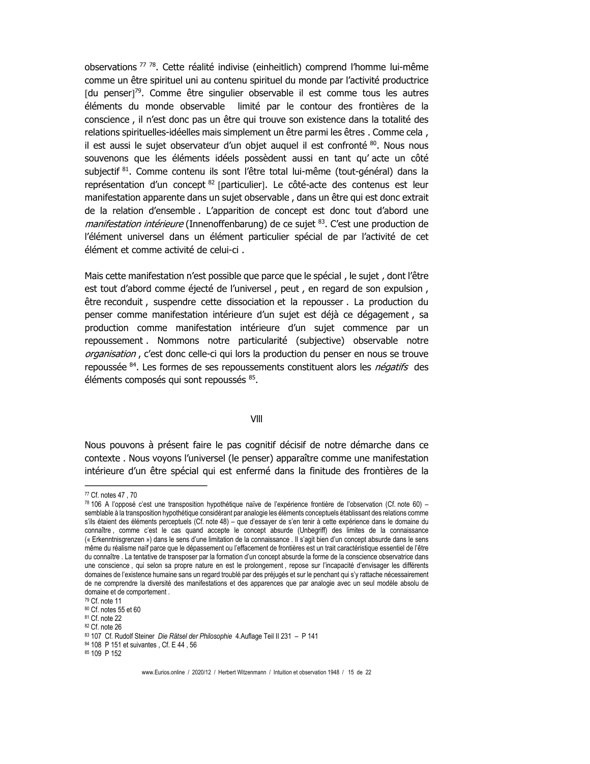observations [77] [78]. Cette réalité indivise (einheitlich) comprend l'homme lui-même comme un être spirituel uni au contenu spirituel du monde par l'activité productrice [du penser][79]. Comme être singulier observable il est comme tous les autres éléments du monde observable limité par le contour des frontières de la conscience , il n'est donc pas un être qui trouve son existence dans la totalité des relations spirituelles-idéelles mais simplement un être parmi les êtres . Comme cela , il est aussi le sujet observateur d'un objet auquel il est confronté [80]. Nous nous souvenons que les éléments idéels possèdent aussi en tant qu' acte un côté subjectif [81]. Comme contenu ils sont l'être total lui-même (tout-général) dans la représentation d'un concept [82] [particulier]. Le côté-acte des contenus est leur manifestation apparente dans un sujet observable , dans un être qui est donc extrait de la relation d'ensemble . L'apparition de concept est donc tout d'abord une *manifestation intérieure* (Innenoffenbarung) de ce sujet [83]. C'est une production de l'élément universel dans un élément particulier spécial de par l'activité de cet élément et comme activité de celui-ci .

Mais cette manifestation n'est possible que parce que le spécial , le sujet , dont l'être est tout d'abord comme éjecté de l'universel , peut , en regard de son expulsion , être reconduit , suspendre cette dissociation et la repousser . La production du penser comme manifestation intérieure d'un sujet est déjà ce dégagement , sa production comme manifestation intérieure d'un sujet commence par un repoussement . Nommons notre particularité (subjective) observable notre *organisation* , c'est donc celle-ci qui lors la production du penser en nous se trouve repoussée [84]. Les formes de ses repoussements constituent alors les *négatifs* des éléments composés qui sont repoussés [85].

## VIII

Nous pouvons à présent faire le pas cognitif décisif de notre démarche dans ce contexte . Nous voyons l'universel (le penser) apparaître comme une manifestation intérieure d'un être spécial qui est enfermé dans la finitude des frontières de la

---

[77] Cf. notes 47 , 70

[78] 106 A l'opposé c'est une transposition hypothétique naïve de l'expérience frontière de l'observation (Cf. note 60) – semblable à la transposition hypothétique considérant par analogie les éléments conceptuels établissant des relations comme s'ils étaient des éléments perceptuels (Cf. note 48) – que d'essayer de s'en tenir à cette expérience dans le domaine du connaître , comme c'est le cas quand accepte le concept absurde (Unbegriff) des limites de la connaissance (« Erkenntnisgrenzen ») dans le sens d'une limitation de la connaissance . Il s'agit bien d'un concept absurde dans le sens même du réalisme naïf parce que le dépassement ou l'effacement de frontières est un trait caractéristique essentiel de l'être du connaître . La tentative de transposer par la formation d'un concept absurde la forme de la conscience observatrice dans une conscience , qui selon sa propre nature en est le prolongement , repose sur l'incapacité d'envisager les différents domaines de l'existence humaine sans un regard troublé par des préjugés et sur le penchant qui s'y rattache nécessairement de ne comprendre la diversité des manifestations et des apparences que par analogie avec un seul modèle absolu de domaine et de comportement .

[79] Cf. note 11

[80] Cf. notes 55 et 60

[81] Cf. note 22

[82] Cf. note 26

[83] 107 Cf. Rudolf Steiner *Die Rätsel der Philosophie* 4.Auflage Teil II 231 – P 141

[84] 108 P 151 et suivantes , Cf. E 44 , 56

[85] 109 P 152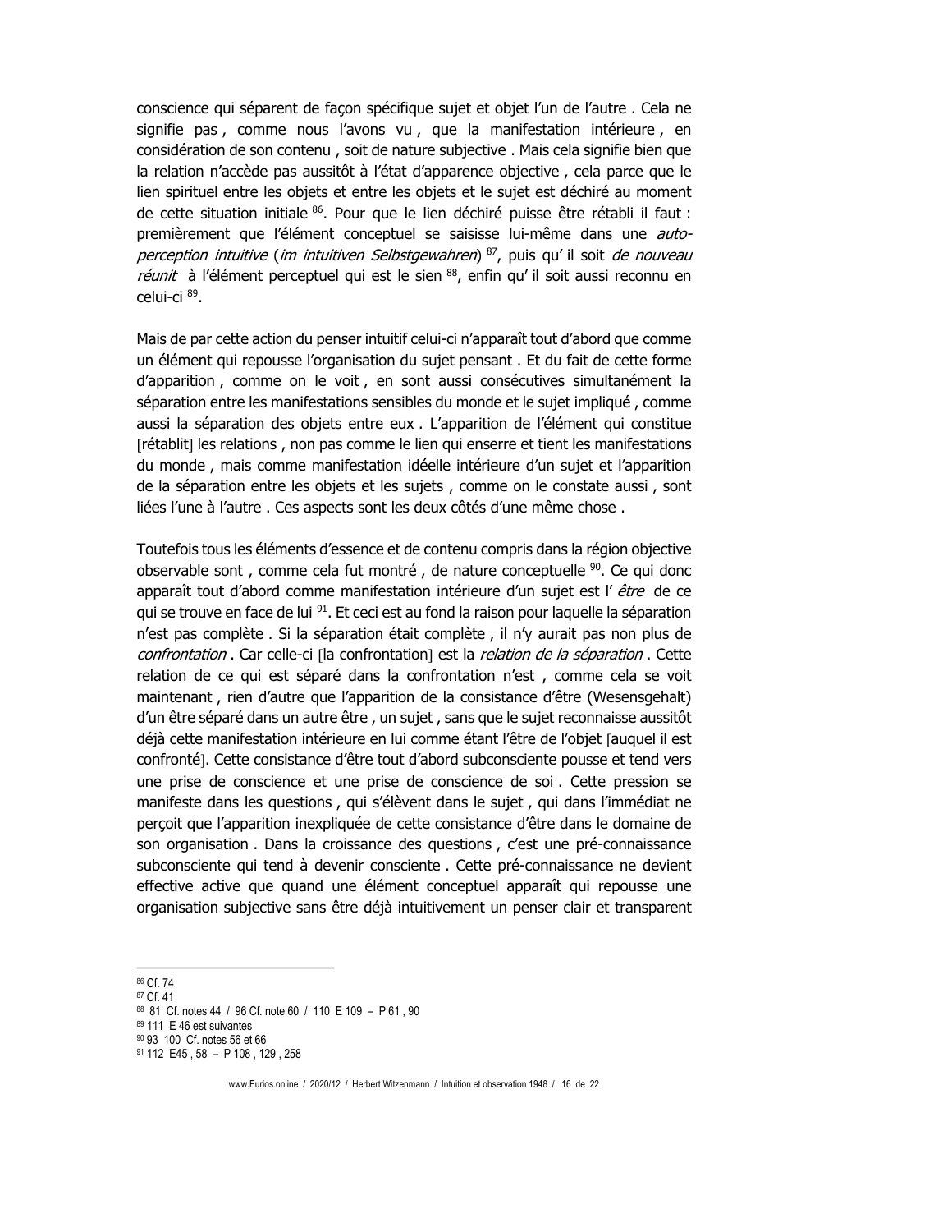conscience qui séparent de façon spécifique sujet et objet l'un de l'autre . Cela ne signifie pas , comme nous l'avons vu , que la manifestation intérieure , en considération de son contenu , soit de nature subjective . Mais cela signifie bien que la relation n'accède pas aussitôt à l'état d'apparence objective , cela parce que le lien spirituel entre les objets et entre les objets et le sujet est déchiré au moment de cette situation initiale [86]. Pour que le lien déchiré puisse être rétabli il faut : premièrement que l'élément conceptuel se saisisse lui-même dans une *auto-perception intuitive* (*im intuitiven Selbstgewahren*) [87], puis qu' il soit *de nouveau réunit* à l'élément perceptuel qui est le sien [88], enfin qu' il soit aussi reconnu en celui-ci [89].

Mais de par cette action du penser intuitif celui-ci n'apparaît tout d'abord que comme un élément qui repousse l'organisation du sujet pensant . Et du fait de cette forme d'apparition , comme on le voit , en sont aussi consécutives simultanément la séparation entre les manifestations sensibles du monde et le sujet impliqué , comme aussi la séparation des objets entre eux . L'apparition de l'élément qui constitue [rétablit] les relations , non pas comme le lien qui enserre et tient les manifestations du monde , mais comme manifestation idéelle intérieure d'un sujet et l'apparition de la séparation entre les objets et les sujets , comme on le constate aussi , sont liées l'une à l'autre . Ces aspects sont les deux côtés d'une même chose .

Toutefois tous les éléments d'essence et de contenu compris dans la région objective observable sont , comme cela fut montré , de nature conceptuelle [90]. Ce qui donc apparaît tout d'abord comme manifestation intérieure d'un sujet est l' *être* de ce qui se trouve en face de lui [91]. Et ceci est au fond la raison pour laquelle la séparation n'est pas complète . Si la séparation était complète , il n'y aurait pas non plus de *confrontation* . Car celle-ci [la confrontation] est la *relation de la séparation* . Cette relation de ce qui est séparé dans la confrontation n'est , comme cela se voit maintenant , rien d'autre que l'apparition de la consistance d'être (Wesensgehalt) d'un être séparé dans un autre être , un sujet , sans que le sujet reconnaisse aussitôt déjà cette manifestation intérieure en lui comme étant l'être de l'objet [auquel il est confronté]. Cette consistance d'être tout d'abord subconsciente pousse et tend vers une prise de conscience et une prise de conscience de soi . Cette pression se manifeste dans les questions , qui s'élèvent dans le sujet , qui dans l'immédiat ne perçoit que l'apparition inexpliquée de cette consistance d'être dans le domaine de son organisation . Dans la croissance des questions , c'est une pré-connaissance subconsciente qui tend à devenir consciente . Cette pré-connaissance ne devient effective active que quand une élément conceptuel apparaît qui repousse une organisation subjective sans être déjà intuitivement un penser clair et transparent

---

[86] Cf. 74

[87] Cf. 41

[88] 81 Cf. notes 44 / 96 Cf. note 60 / 110 E 109 – P 61 , 90

[89] 111 E 46 est suivantes

[90] 93 100 Cf. notes 56 et 66

[91] 112 E45 , 58 – P 108 , 129 , 258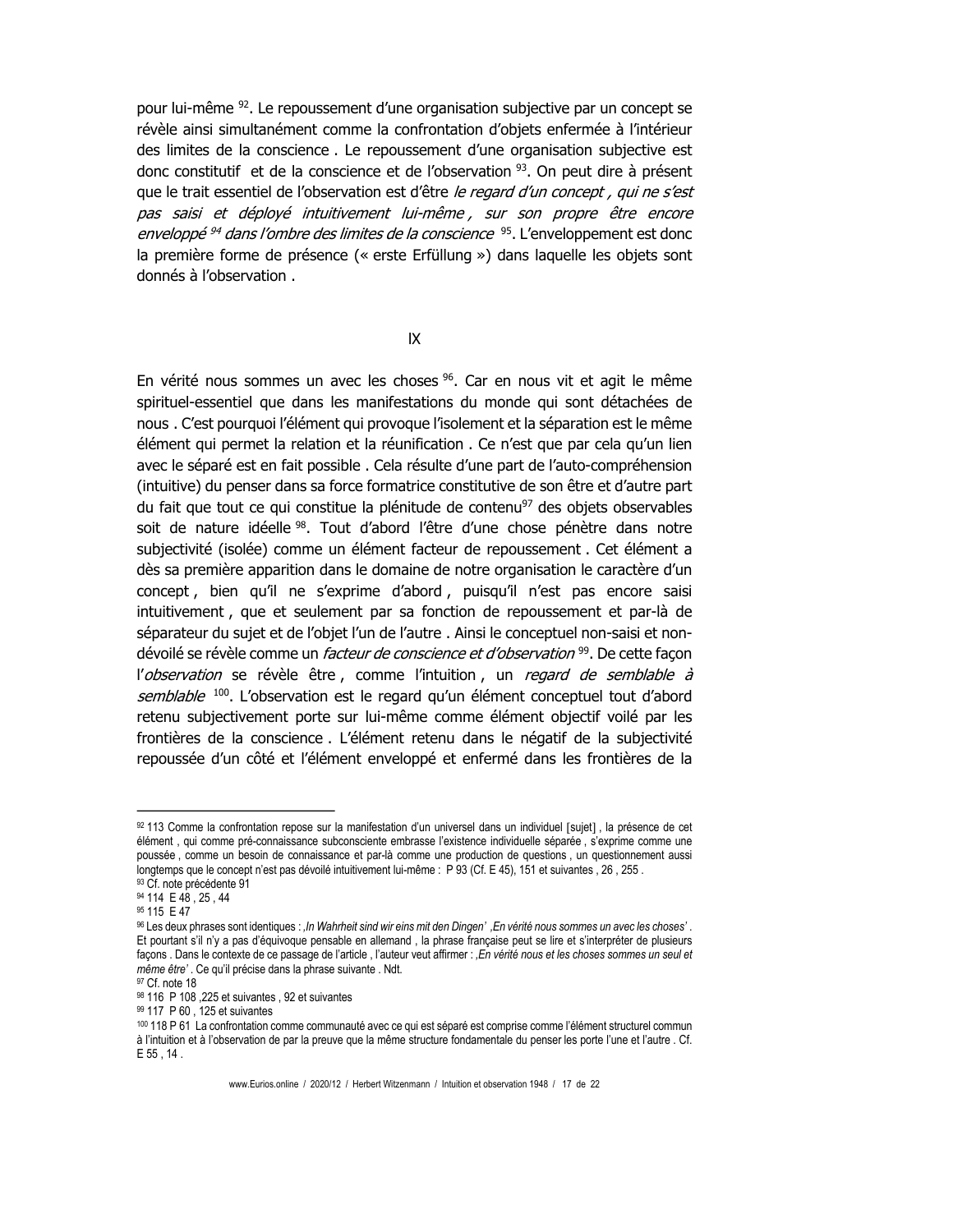pour lui-même [92]. Le repoussement d'une organisation subjective par un concept se révèle ainsi simultanément comme la confrontation d'objets enfermée à l'intérieur des limites de la conscience . Le repoussement d'une organisation subjective est donc constitutif et de la conscience et de l'observation [93]. On peut dire à présent que le trait essentiel de l'observation est d'être *le regard d'un concept , qui ne s'est pas saisi et déployé intuitivement lui-même , sur son propre être encore enveloppé [94] dans l'ombre des limites de la conscience* [95]. L'enveloppement est donc la première forme de présence (« erste Erfüllung ») dans laquelle les objets sont donnés à l'observation .

## IX

En vérité nous sommes un avec les choses [96]. Car en nous vit et agit le même spirituel-essentiel que dans les manifestations du monde qui sont détachées de nous . C'est pourquoi l'élément qui provoque l'isolement et la séparation est le même élément qui permet la relation et la réunification . Ce n'est que par cela qu'un lien avec le séparé est en fait possible . Cela résulte d'une part de l'auto-compréhension (intuitive) du penser dans sa force formatrice constitutive de son être et d'autre part du fait que tout ce qui constitue la plénitude de contenu[97] des objets observables soit de nature idéelle [98]. Tout d'abord l'être d'une chose pénètre dans notre subjectivité (isolée) comme un élément facteur de repoussement . Cet élément a dès sa première apparition dans le domaine de notre organisation le caractère d'un concept , bien qu'il ne s'exprime d'abord , puisqu'il n'est pas encore saisi intuitivement , que et seulement par sa fonction de repoussement et par-là de séparateur du sujet et de l'objet l'un de l'autre . Ainsi le conceptuel non-saisi et non-dévoilé se révèle comme un *facteur de conscience et d'observation* [99]. De cette façon l'*observation* se révèle être , comme l'intuition , un *regard de semblable à semblable* [100]. L'observation est le regard qu'un élément conceptuel tout d'abord retenu subjectivement porte sur lui-même comme élément objectif voilé par les frontières de la conscience . L'élément retenu dans le négatif de la subjectivité repoussée d'un côté et l'élément enveloppé et enfermé dans les frontières de la

---

[92] 113 Comme la confrontation repose sur la manifestation d'un universel dans un individuel [sujet] , la présence de cet élément , qui comme pré-connaissance subconsciente embrasse l'existence individuelle séparée , s'exprime comme une poussée , comme un besoin de connaissance et par-là comme une production de questions , un questionnement aussi longtemps que le concept n'est pas dévoilé intuitivement lui-même : P 93 (Cf. E 45), 151 et suivantes , 26 , 255 .

[93] Cf. note précédente 91

[94] 114 E 48 , 25 , 44

[95] 115 E 47

[96] Les deux phrases sont identiques : ,*In Wahrheit sind wir eins mit den Dingen'* ,*En vérité nous sommes un avec les choses'* . Et pourtant s'il n'y a pas d'équivoque pensable en allemand , la phrase française peut se lire et s'interpréter de plusieurs façons . Dans le contexte de ce passage de l'article , l'auteur veut affirmer : ,*En vérité nous et les choses sommes un seul et même être'* . Ce qu'il précise dans la phrase suivante . Ndt.

[97] Cf. note 18

[98] 116 P 108 ,225 et suivantes , 92 et suivantes

[99] 117 P 60 , 125 et suivantes

[100] 118 P 61 La confrontation comme communauté avec ce qui est séparé est comprise comme l'élément structurel commun à l'intuition et à l'observation de par la preuve que la même structure fondamentale du penser les porte l'une et l'autre . Cf. E 55 , 14 .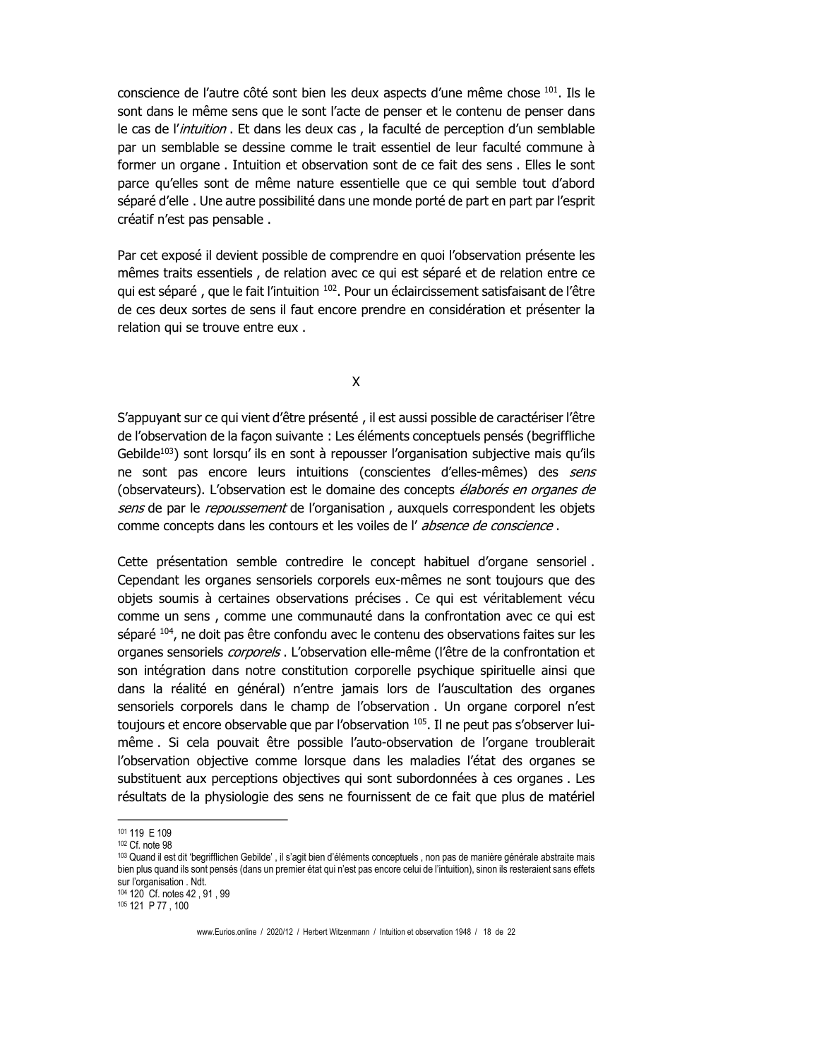conscience de l'autre côté sont bien les deux aspects d'une même chose [101]. Ils le sont dans le même sens que le sont l'acte de penser et le contenu de penser dans le cas de l'*intuition* . Et dans les deux cas , la faculté de perception d'un semblable par un semblable se dessine comme le trait essentiel de leur faculté commune à former un organe . Intuition et observation sont de ce fait des sens . Elles le sont parce qu'elles sont de même nature essentielle que ce qui semble tout d'abord séparé d'elle . Une autre possibilité dans une monde porté de part en part par l'esprit créatif n'est pas pensable .

Par cet exposé il devient possible de comprendre en quoi l'observation présente les mêmes traits essentiels , de relation avec ce qui est séparé et de relation entre ce qui est séparé , que le fait l'intuition [102]. Pour un éclaircissement satisfaisant de l'être de ces deux sortes de sens il faut encore prendre en considération et présenter la relation qui se trouve entre eux .

## X

S'appuyant sur ce qui vient d'être présenté , il est aussi possible de caractériser l'être de l'observation de la façon suivante : Les éléments conceptuels pensés (begriffliche Gebilde[103]) sont lorsqu' ils en sont à repousser l'organisation subjective mais qu'ils ne sont pas encore leurs intuitions (conscientes d'elles-mêmes) des *sens* (observateurs). L'observation est le domaine des concepts *élaborés en organes de sens* de par le *repoussement* de l'organisation , auxquels correspondent les objets comme concepts dans les contours et les voiles de l' *absence de conscience* .

Cette présentation semble contredire le concept habituel d'organe sensoriel . Cependant les organes sensoriels corporels eux-mêmes ne sont toujours que des objets soumis à certaines observations précises . Ce qui est véritablement vécu comme un sens , comme une communauté dans la confrontation avec ce qui est séparé [104], ne doit pas être confondu avec le contenu des observations faites sur les organes sensoriels *corporels* . L'observation elle-même (l'être de la confrontation et son intégration dans notre constitution corporelle psychique spirituelle ainsi que dans la réalité en général) n'entre jamais lors de l'auscultation des organes sensoriels corporels dans le champ de l'observation . Un organe corporel n'est toujours et encore observable que par l'observation [105]. Il ne peut pas s'observer lui-même . Si cela pouvait être possible l'auto-observation de l'organe troublerait l'observation objective comme lorsque dans les maladies l'état des organes se substituent aux perceptions objectives qui sont subordonnées à ces organes . Les résultats de la physiologie des sens ne fournissent de ce fait que plus de matériel

---

[101] 119 E 109

[102] Cf. note 98

[103] Quand il est dit 'begrifflichen Gebilde' , il s'agit bien d'éléments conceptuels , non pas de manière générale abstraite mais bien plus quand ils sont pensés (dans un premier état qui n'est pas encore celui de l'intuition), sinon ils resteraient sans effets sur l'organisation . Ndt.

[104] 120 Cf. notes 42 , 91 , 99

[105] 121 P 77 , 100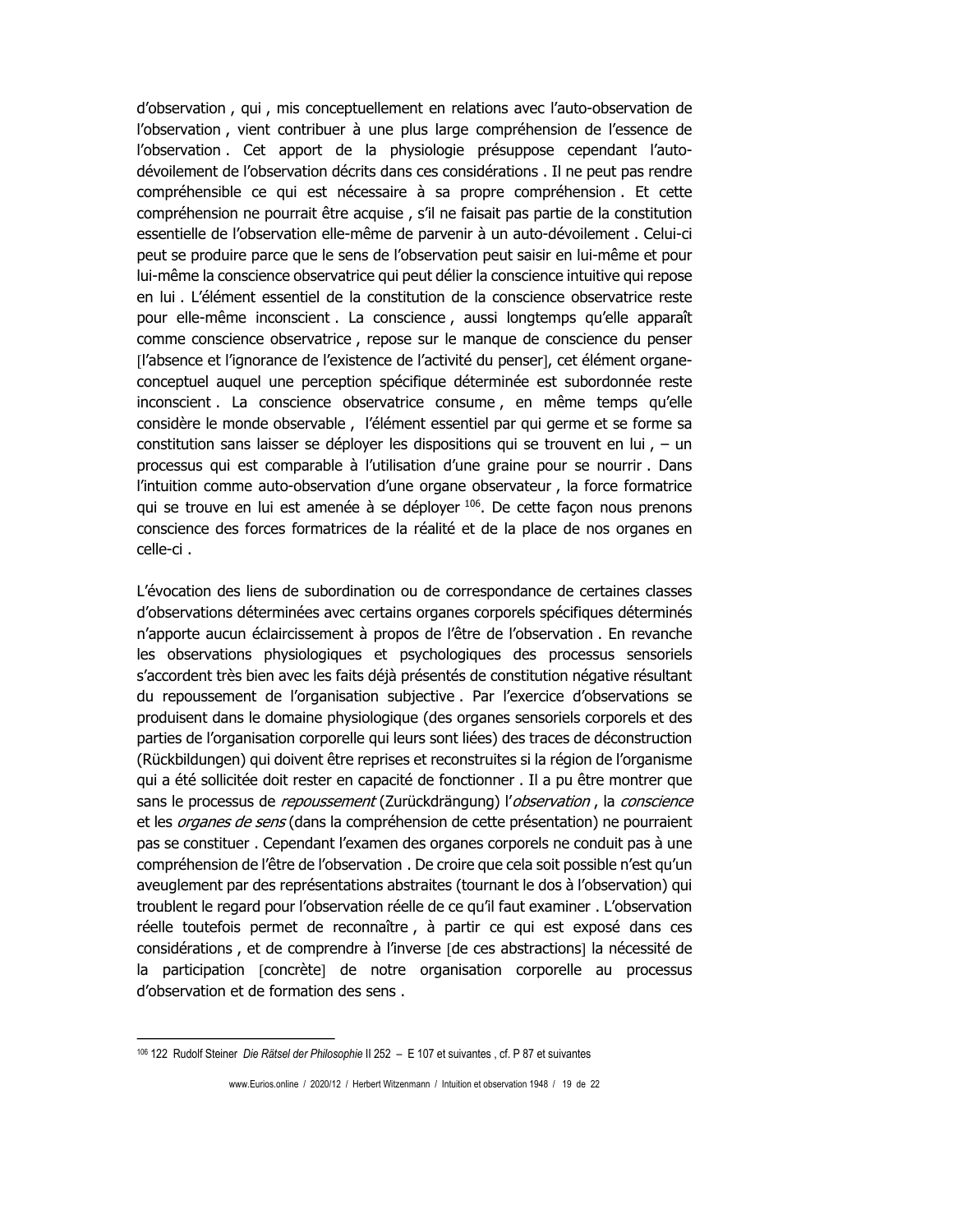d'observation , qui , mis conceptuellement en relations avec l'auto-observation de l'observation , vient contribuer à une plus large compréhension de l'essence de l'observation . Cet apport de la physiologie présuppose cependant l'auto-dévoilement de l'observation décrits dans ces considérations . Il ne peut pas rendre compréhensible ce qui est nécessaire à sa propre compréhension . Et cette compréhension ne pourrait être acquise , s'il ne faisait pas partie de la constitution essentielle de l'observation elle-même de parvenir à un auto-dévoilement . Celui-ci peut se produire parce que le sens de l'observation peut saisir en lui-même et pour lui-même la conscience observatrice qui peut délier la conscience intuitive qui repose en lui . L'élément essentiel de la constitution de la conscience observatrice reste pour elle-même inconscient . La conscience , aussi longtemps qu'elle apparaît comme conscience observatrice , repose sur le manque de conscience du penser [l'absence et l'ignorance de l'existence de l'activité du penser], cet élément organe-conceptuel auquel une perception spécifique déterminée est subordonnée reste inconscient . La conscience observatrice consume , en même temps qu'elle considère le monde observable , l'élément essentiel par qui germe et se forme sa constitution sans laisser se déployer les dispositions qui se trouvent en lui , – un processus qui est comparable à l'utilisation d'une graine pour se nourrir . Dans l'intuition comme auto-observation d'une organe observateur , la force formatrice qui se trouve en lui est amenée à se déployer [106]. De cette façon nous prenons conscience des forces formatrices de la réalité et de la place de nos organes en celle-ci .

L'évocation des liens de subordination ou de correspondance de certaines classes d'observations déterminées avec certains organes corporels spécifiques déterminés n'apporte aucun éclaircissement à propos de l'être de l'observation . En revanche les observations physiologiques et psychologiques des processus sensoriels s'accordent très bien avec les faits déjà présentés de constitution négative résultant du repoussement de l'organisation subjective . Par l'exercice d'observations se produisent dans le domaine physiologique (des organes sensoriels corporels et des parties de l'organisation corporelle qui leurs sont liées) des traces de déconstruction (Rückbildungen) qui doivent être reprises et reconstruites si la région de l'organisme qui a été sollicitée doit rester en capacité de fonctionner . Il a pu être montrer que sans le processus de *repoussement* (Zurückdrängung) l'*observation* , la *conscience* et les *organes de sens* (dans la compréhension de cette présentation) ne pourraient pas se constituer . Cependant l'examen des organes corporels ne conduit pas à une compréhension de l'être de l'observation . De croire que cela soit possible n'est qu'un aveuglement par des représentations abstraites (tournant le dos à l'observation) qui troublent le regard pour l'observation réelle de ce qu'il faut examiner . L'observation réelle toutefois permet de reconnaître , à partir ce qui est exposé dans ces considérations , et de comprendre à l'inverse [de ces abstractions] la nécessité de la participation [concrète] de notre organisation corporelle au processus d'observation et de formation des sens .

---

[106] 122 Rudolf Steiner *Die Rätsel der Philosophie* II 252 – E 107 et suivantes , cf. P 87 et suivantes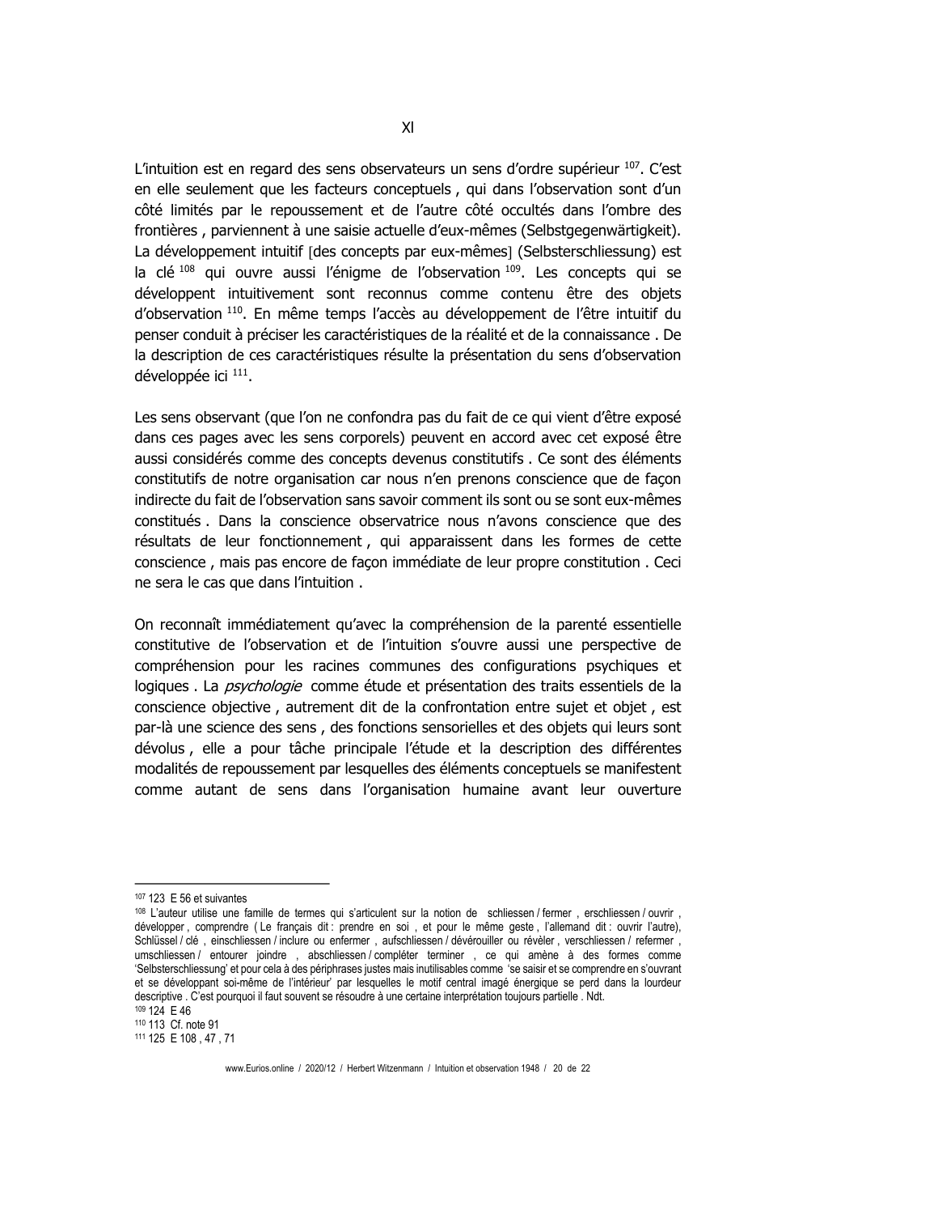XI

L'intuition est en regard des sens observateurs un sens d'ordre supérieur [107]. C'est en elle seulement que les facteurs conceptuels , qui dans l'observation sont d'un côté limités par le repoussement et de l'autre côté occultés dans l'ombre des frontières , parviennent à une saisie actuelle d'eux-mêmes (Selbstgegenwärtigkeit). La développement intuitif [des concepts par eux-mêmes] (Selbsterschliessung) est la clé [108] qui ouvre aussi l'énigme de l'observation [109]. Les concepts qui se développent intuitivement sont reconnus comme contenu être des objets d'observation [110]. En même temps l'accès au développement de l'être intuitif du penser conduit à préciser les caractéristiques de la réalité et de la connaissance . De la description de ces caractéristiques résulte la présentation du sens d'observation développée ici [111].

Les sens observant (que l'on ne confondra pas du fait de ce qui vient d'être exposé dans ces pages avec les sens corporels) peuvent en accord avec cet exposé être aussi considérés comme des concepts devenus constitutifs . Ce sont des éléments constitutifs de notre organisation car nous n'en prenons conscience que de façon indirecte du fait de l'observation sans savoir comment ils sont ou se sont eux-mêmes constitués . Dans la conscience observatrice nous n'avons conscience que des résultats de leur fonctionnement , qui apparaissent dans les formes de cette conscience , mais pas encore de façon immédiate de leur propre constitution . Ceci ne sera le cas que dans l'intuition .

On reconnaît immédiatement qu'avec la compréhension de la parenté essentielle constitutive de l'observation et de l'intuition s'ouvre aussi une perspective de compréhension pour les racines communes des configurations psychiques et logiques . La *psychologie* comme étude et présentation des traits essentiels de la conscience objective , autrement dit de la confrontation entre sujet et objet , est par-là une science des sens , des fonctions sensorielles et des objets qui leurs sont dévolus , elle a pour tâche principale l'étude et la description des différentes modalités de repoussement par lesquelles des éléments conceptuels se manifestent comme autant de sens dans l'organisation humaine avant leur ouverture

---

[107] 123 E 56 et suivantes

[108] L'auteur utilise une famille de termes qui s'articulent sur la notion de schliessen / fermer , erschliessen / ouvrir , développer , comprendre ( Le français dit : prendre en soi , et pour le même geste , l'allemand dit : ouvrir l'autre), Schlüssel / clé , einschliessen / inclure ou enfermer , aufschliessen / dévérouiller ou révèler , verschliessen / refermer , umschliessen / entourer joindre , abschliessen / compléter terminer , ce qui amène à des formes comme 'Selbsterschliessung' et pour cela à des périphrases justes mais inutilisables comme 'se saisir et se comprendre en s'ouvrant et se développant soi-même de l'intérieur' par lesquelles le motif central imagé énergique se perd dans la lourdeur descriptive . C'est pourquoi il faut souvent se résoudre à une certaine interprétation toujours partielle . Ndt.

[109] 124 E 46

[110] 113 Cf. note 91

[111] 125 E 108 , 47 , 71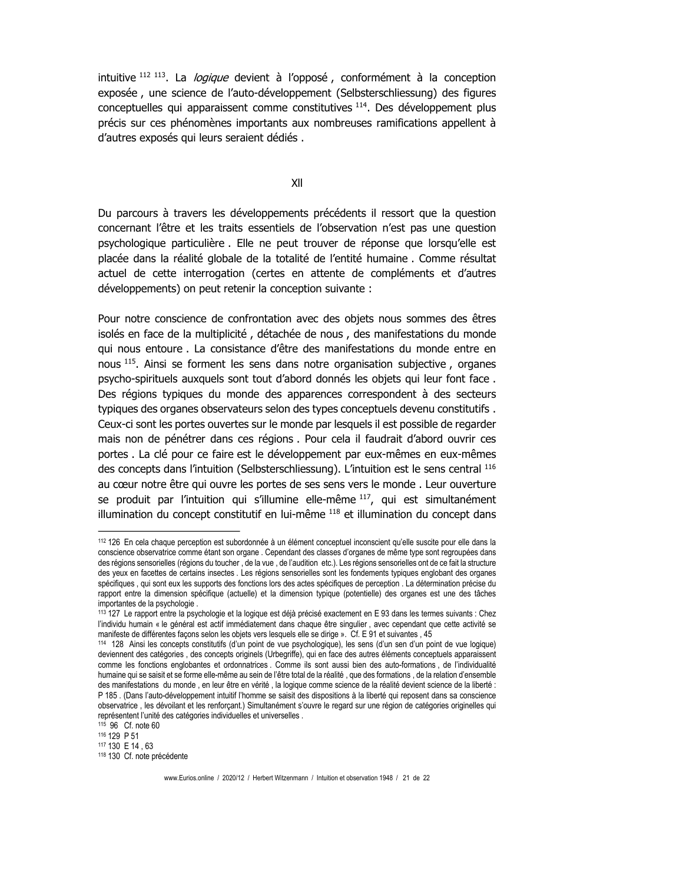intuitive [112] [113]. La *logique* devient à l'opposé , conformément à la conception exposée , une science de l'auto-développement (Selbsterschliessung) des figures conceptuelles qui apparaissent comme constitutives [114]. Des développement plus précis sur ces phénomènes importants aux nombreuses ramifications appellent à d'autres exposés qui leurs seraient dédiés .

XII

Du parcours à travers les développements précédents il ressort que la question concernant l'être et les traits essentiels de l'observation n'est pas une question psychologique particulière . Elle ne peut trouver de réponse que lorsqu'elle est placée dans la réalité globale de la totalité de l'entité humaine . Comme résultat actuel de cette interrogation (certes en attente de compléments et d'autres développements) on peut retenir la conception suivante :

Pour notre conscience de confrontation avec des objets nous sommes des êtres isolés en face de la multiplicité , détachée de nous , des manifestations du monde qui nous entoure . La consistance d'être des manifestations du monde entre en nous [115]. Ainsi se forment les sens dans notre organisation subjective , organes psycho-spirituels auxquels sont tout d'abord donnés les objets qui leur font face . Des régions typiques du monde des apparences correspondent à des secteurs typiques des organes observateurs selon des types conceptuels devenu constitutifs . Ceux-ci sont les portes ouvertes sur le monde par lesquels il est possible de regarder mais non de pénétrer dans ces régions . Pour cela il faudrait d'abord ouvrir ces portes . La clé pour ce faire est le développement par eux-mêmes en eux-mêmes des concepts dans l'intuition (Selbsterschliessung). L'intuition est le sens central [116] au cœur notre être qui ouvre les portes de ses sens vers le monde . Leur ouverture se produit par l'intuition qui s'illumine elle-même [117], qui est simultanément illumination du concept constitutif en lui-même [118] et illumination du concept dans

---

[112] 126 En cela chaque perception est subordonnée à un élément conceptuel inconscient qu'elle suscite pour elle dans la conscience observatrice comme étant son organe . Cependant des classes d'organes de même type sont regroupées dans des régions sensorielles (régions du toucher , de la vue , de l'audition etc.). Les régions sensorielles ont de ce fait la structure des yeux en facettes de certains insectes . Les régions sensorielles sont les fondements typiques englobant des organes spécifiques , qui sont eux les supports des fonctions lors des actes spécifiques de perception . La détermination précise du rapport entre la dimension spécifique (actuelle) et la dimension typique (potentielle) des organes est une des tâches importantes de la psychologie .

[113] 127 Le rapport entre la psychologie et la logique est déjà précisé exactement en E 93 dans les termes suivants : Chez l'individu humain « le général est actif immédiatement dans chaque être singulier , avec cependant que cette activité se manifeste de différentes façons selon les objets vers lesquels elle se dirige ». Cf. E 91 et suivantes , 45

[114] 128 Ainsi les concepts constitutifs (d'un point de vue psychologique), les sens (d'un sen d'un point de vue logique) deviennent des catégories , des concepts originels (Urbegriffe), qui en face des autres éléments conceptuels apparaissent comme les fonctions englobantes et ordonnatrices . Comme ils sont aussi bien des auto-formations , de l'individualité humaine qui se saisit et se forme elle-même au sein de l'être total de la réalité , que des formations , de la relation d'ensemble des manifestations du monde , en leur être en vérité , la logique comme science de la réalité devient science de la liberté : P 185 . (Dans l'auto-développement intuitif l'homme se saisit des dispositions à la liberté qui reposent dans sa conscience observatrice , les dévoilant et les renforçant.) Simultanément s'ouvre le regard sur une région de catégories originelles qui représentent l'unité des catégories individuelles et universelles .

[115] 96 Cf. note 60

[116] 129 P 51

[117] 130 E 14 , 63

[118] 130 Cf. note précédente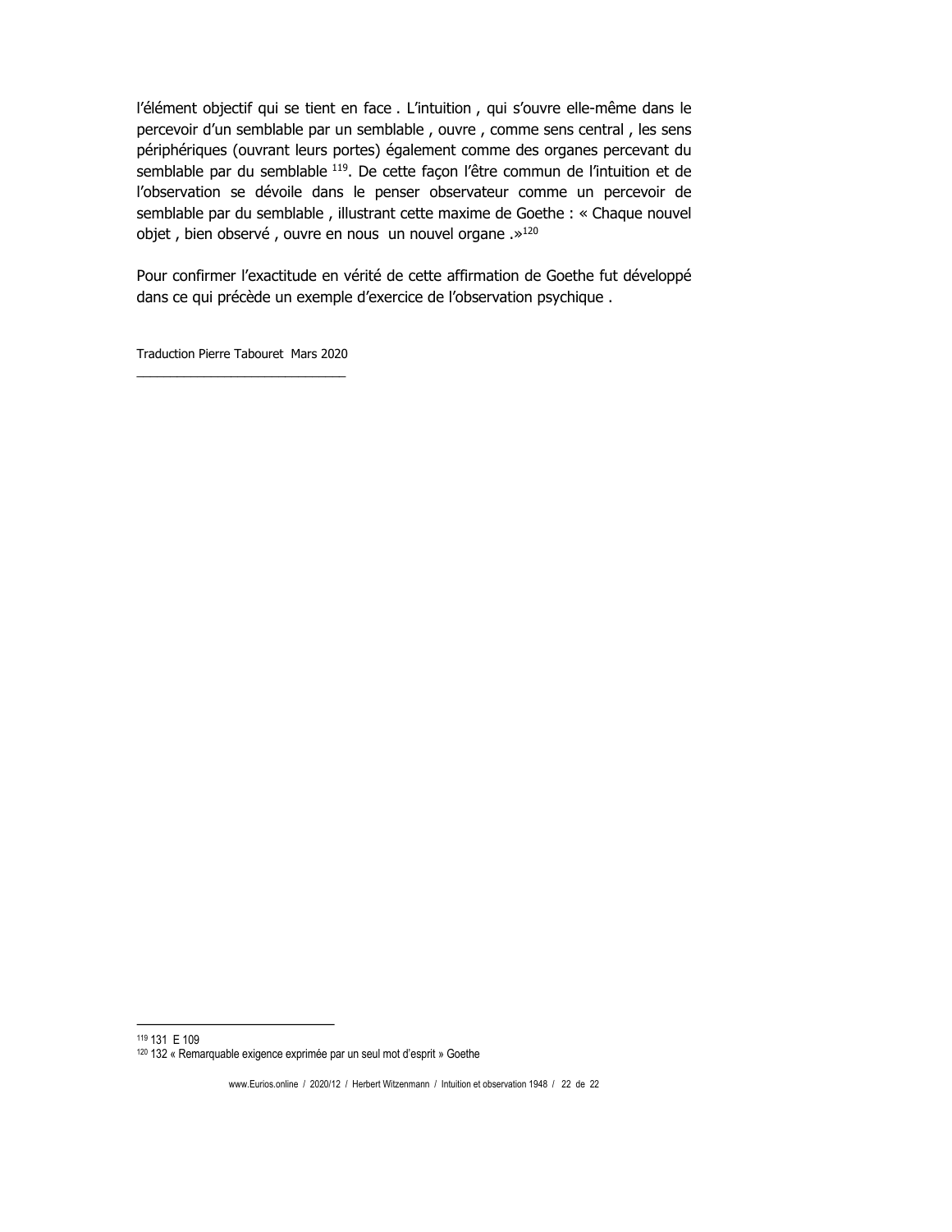l'élément objectif qui se tient en face . L'intuition , qui s'ouvre elle-même dans le percevoir d'un semblable par un semblable , ouvre , comme sens central , les sens périphériques (ouvrant leurs portes) également comme des organes percevant du semblable par du semblable [119]. De cette façon l'être commun de l'intuition et de l'observation se dévoile dans le penser observateur comme un percevoir de semblable par du semblable , illustrant cette maxime de Goethe : « Chaque nouvel objet , bien observé , ouvre en nous un nouvel organe .»[120]

Pour confirmer l'exactitude en vérité de cette affirmation de Goethe fut développé dans ce qui précède un exemple d'exercice de l'observation psychique .

Traduction Pierre Tabouret Mars 2020

---

[119] 131 E 109

[120] 132 « Remarquable exigence exprimée par un seul mot d'esprit » Goethe